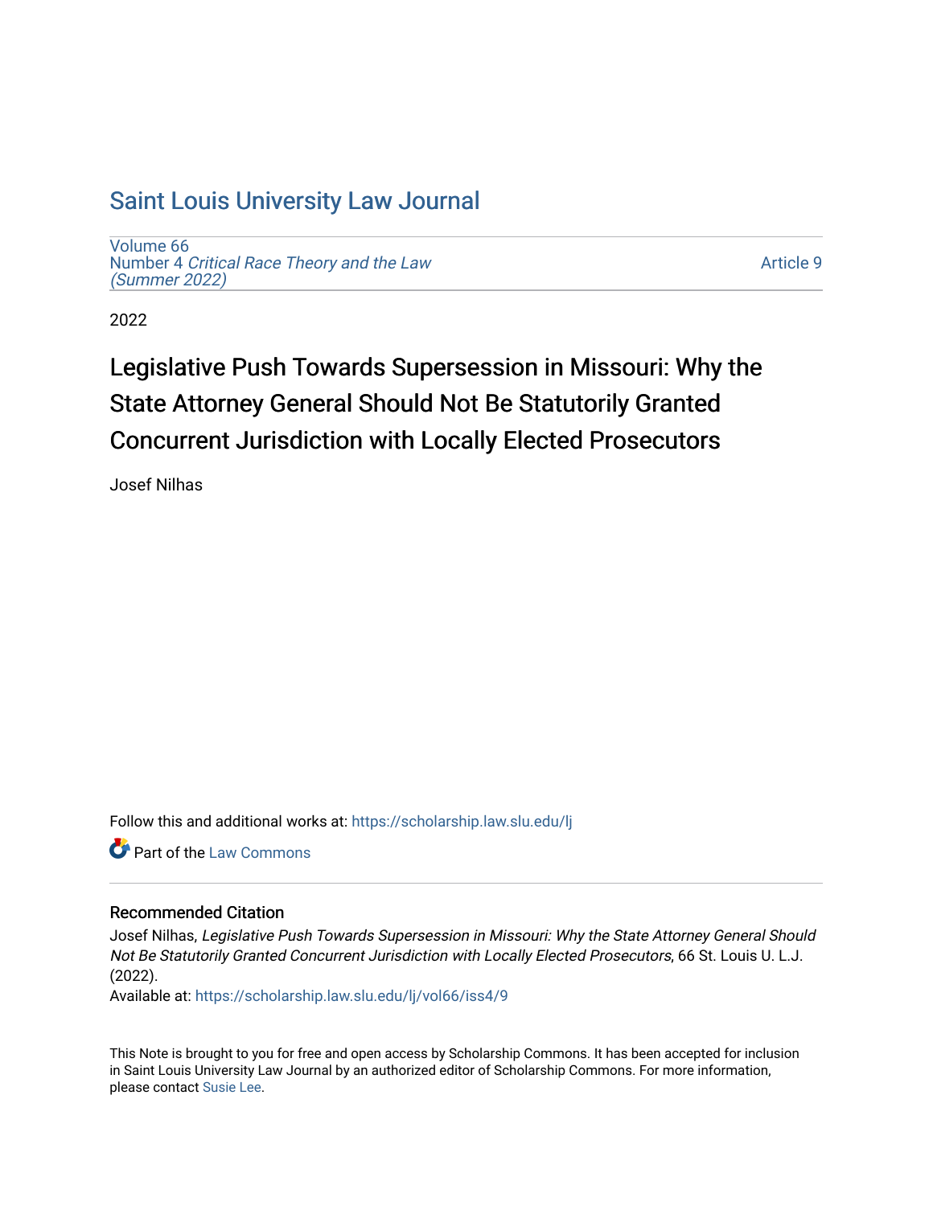# Saint Louis University Law Journal

Volume 66
Number 4 *Critical Race Theory and the Law (Summer 2022)*

Article 9

2022

## Legislative Push Towards Supersession in Missouri: Why the State Attorney General Should Not Be Statutorily Granted Concurrent Jurisdiction with Locally Elected Prosecutors

Josef Nilhas

Follow this and additional works at: https://scholarship.law.slu.edu/lj

Part of the Law Commons

### Recommended Citation

Josef Nilhas, *Legislative Push Towards Supersession in Missouri: Why the State Attorney General Should Not Be Statutorily Granted Concurrent Jurisdiction with Locally Elected Prosecutors*, 66 St. Louis U. L.J. (2022).
Available at: https://scholarship.law.slu.edu/lj/vol66/iss4/9

This Note is brought to you for free and open access by Scholarship Commons. It has been accepted for inclusion in Saint Louis University Law Journal by an authorized editor of Scholarship Commons. For more information, please contact Susie Lee.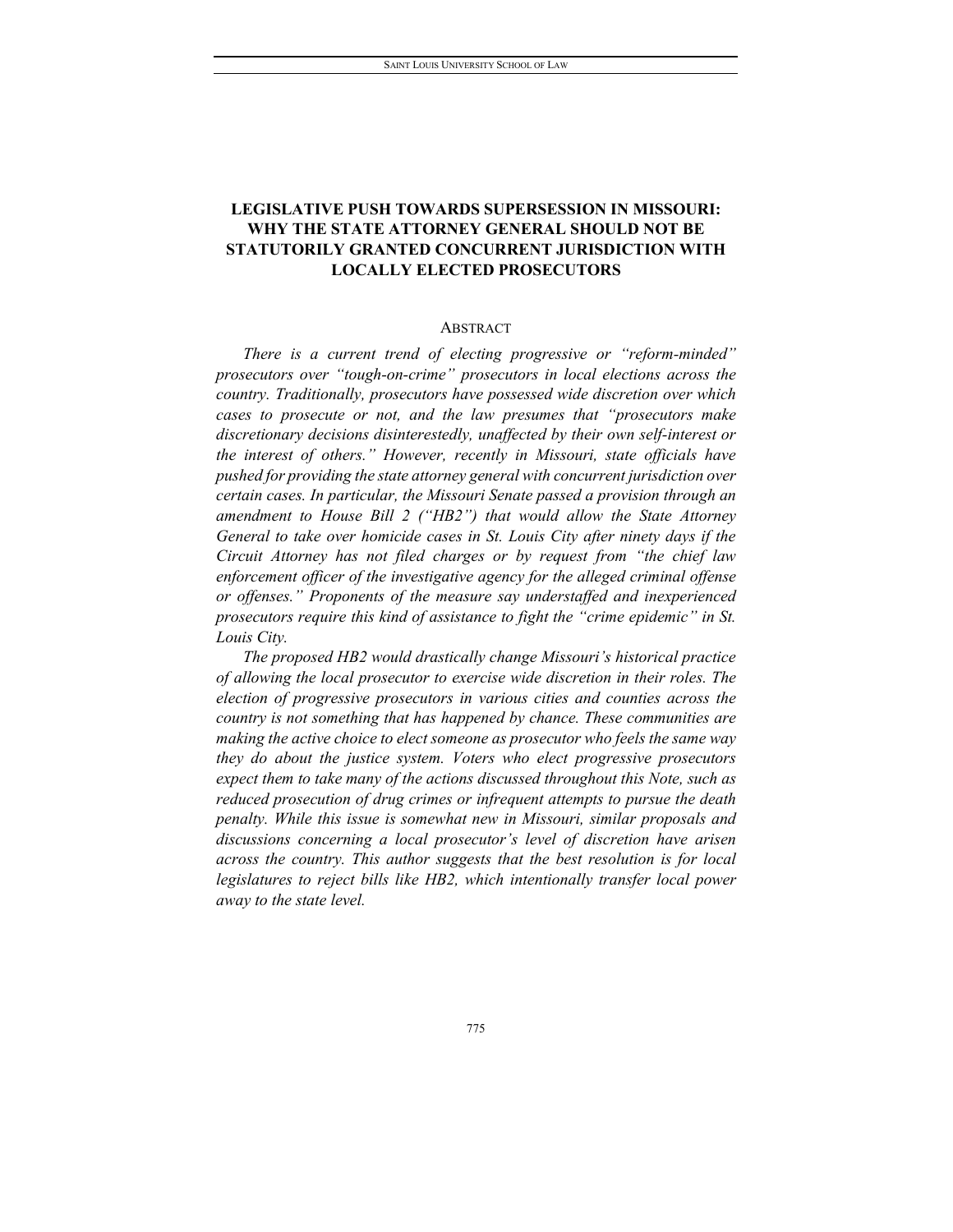# LEGISLATIVE PUSH TOWARDS SUPERSESSION IN MISSOURI: WHY THE STATE ATTORNEY GENERAL SHOULD NOT BE STATUTORILY GRANTED CONCURRENT JURISDICTION WITH LOCALLY ELECTED PROSECUTORS

## ABSTRACT

*There is a current trend of electing progressive or "reform-minded" prosecutors over "tough-on-crime" prosecutors in local elections across the country. Traditionally, prosecutors have possessed wide discretion over which cases to prosecute or not, and the law presumes that "prosecutors make discretionary decisions disinterestedly, unaffected by their own self-interest or the interest of others." However, recently in Missouri, state officials have pushed for providing the state attorney general with concurrent jurisdiction over certain cases. In particular, the Missouri Senate passed a provision through an amendment to House Bill 2 ("HB2") that would allow the State Attorney General to take over homicide cases in St. Louis City after ninety days if the Circuit Attorney has not filed charges or by request from "the chief law enforcement officer of the investigative agency for the alleged criminal offense or offenses." Proponents of the measure say understaffed and inexperienced prosecutors require this kind of assistance to fight the "crime epidemic" in St. Louis City.*

*The proposed HB2 would drastically change Missouri's historical practice of allowing the local prosecutor to exercise wide discretion in their roles. The election of progressive prosecutors in various cities and counties across the country is not something that has happened by chance. These communities are making the active choice to elect someone as prosecutor who feels the same way they do about the justice system. Voters who elect progressive prosecutors expect them to take many of the actions discussed throughout this Note, such as reduced prosecution of drug crimes or infrequent attempts to pursue the death penalty. While this issue is somewhat new in Missouri, similar proposals and discussions concerning a local prosecutor's level of discretion have arisen across the country. This author suggests that the best resolution is for local legislatures to reject bills like HB2, which intentionally transfer local power away to the state level.*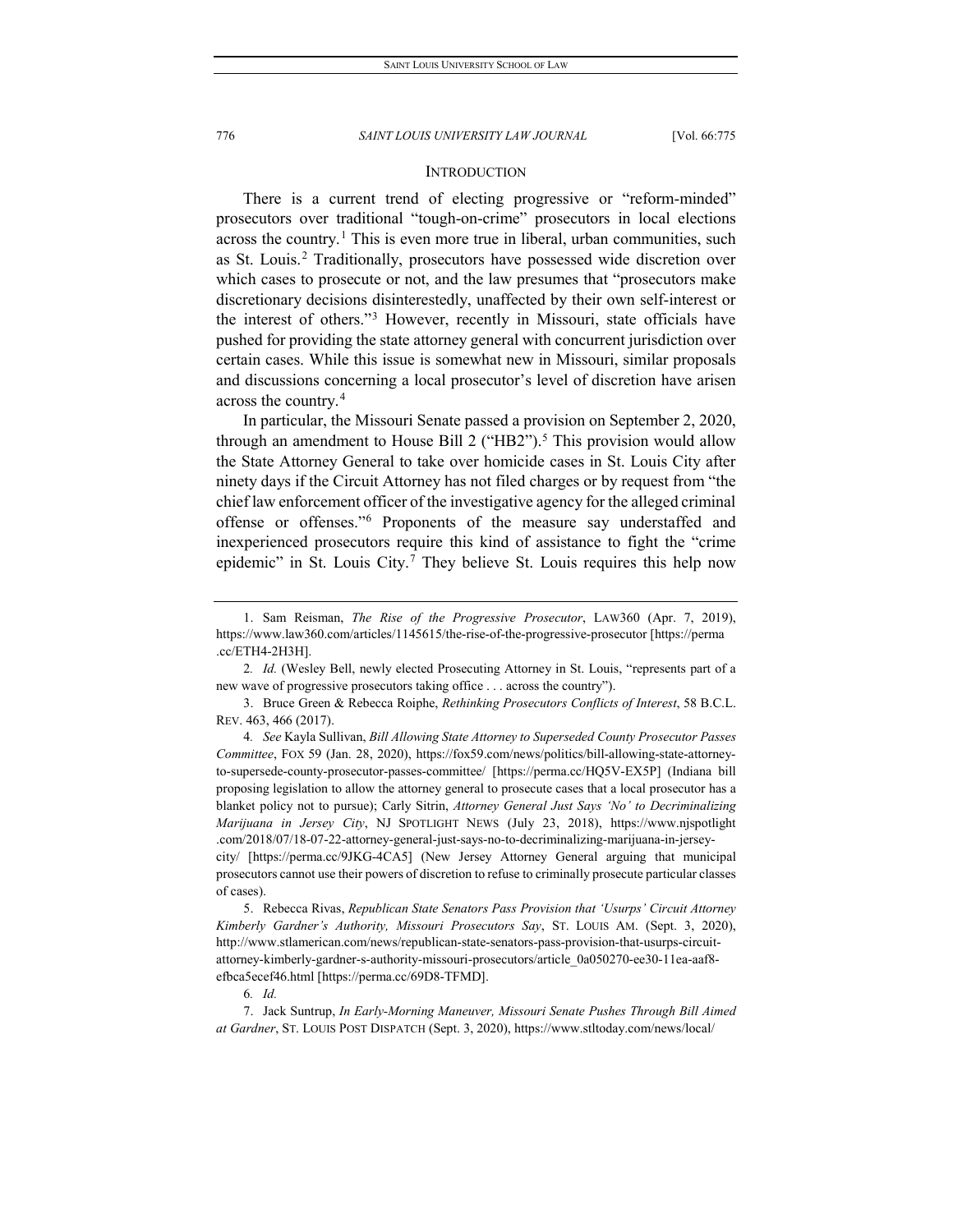## INTRODUCTION

There is a current trend of electing progressive or "reform-minded" prosecutors over traditional "tough-on-crime" prosecutors in local elections across the country.[1] This is even more true in liberal, urban communities, such as St. Louis.[2] Traditionally, prosecutors have possessed wide discretion over which cases to prosecute or not, and the law presumes that "prosecutors make discretionary decisions disinterestedly, unaffected by their own self-interest or the interest of others."[3] However, recently in Missouri, state officials have pushed for providing the state attorney general with concurrent jurisdiction over certain cases. While this issue is somewhat new in Missouri, similar proposals and discussions concerning a local prosecutor's level of discretion have arisen across the country.[4]

In particular, the Missouri Senate passed a provision on September 2, 2020, through an amendment to House Bill 2 ("HB2").[5] This provision would allow the State Attorney General to take over homicide cases in St. Louis City after ninety days if the Circuit Attorney has not filed charges or by request from "the chief law enforcement officer of the investigative agency for the alleged criminal offense or offenses."[6] Proponents of the measure say understaffed and inexperienced prosecutors require this kind of assistance to fight the "crime epidemic" in St. Louis City.[7] They believe St. Louis requires this help now

---

1. Sam Reisman, *The Rise of the Progressive Prosecutor*, LAW360 (Apr. 7, 2019), https://www.law360.com/articles/1145615/the-rise-of-the-progressive-prosecutor [https://perma.cc/ETH4-2H3H].

2. *Id.* (Wesley Bell, newly elected Prosecuting Attorney in St. Louis, "represents part of a new wave of progressive prosecutors taking office . . . across the country").

3. Bruce Green & Rebecca Roiphe, *Rethinking Prosecutors Conflicts of Interest*, 58 B.C.L. REV. 463, 466 (2017).

4. *See* Kayla Sullivan, *Bill Allowing State Attorney to Superseded County Prosecutor Passes Committee*, FOX 59 (Jan. 28, 2020), https://fox59.com/news/politics/bill-allowing-state-attorney-to-supersede-county-prosecutor-passes-committee/ [https://perma.cc/HQ5V-EX5P] (Indiana bill proposing legislation to allow the attorney general to prosecute cases that a local prosecutor has a blanket policy not to pursue); Carly Sitrin, *Attorney General Just Says 'No' to Decriminalizing Marijuana in Jersey City*, NJ SPOTLIGHT NEWS (July 23, 2018), https://www.njspotlight.com/2018/07/18-07-22-attorney-general-just-says-no-to-decriminalizing-marijuana-in-jersey-city/ [https://perma.cc/9JKG-4CA5] (New Jersey Attorney General arguing that municipal prosecutors cannot use their powers of discretion to refuse to criminally prosecute particular classes of cases).

5. Rebecca Rivas, *Republican State Senators Pass Provision that 'Usurps' Circuit Attorney Kimberly Gardner's Authority, Missouri Prosecutors Say*, ST. LOUIS AM. (Sept. 3, 2020), http://www.stlamerican.com/news/republican-state-senators-pass-provision-that-usurps-circuit-attorney-kimberly-gardner-s-authority-missouri-prosecutors/article_0a050270-ee30-11ea-aaf8-efbca5ecef46.html [https://perma.cc/69D8-TFMD].

6. *Id.*

7. Jack Suntrup, *In Early-Morning Maneuver, Missouri Senate Pushes Through Bill Aimed at Gardner*, ST. LOUIS POST DISPATCH (Sept. 3, 2020), https://www.stltoday.com/news/local/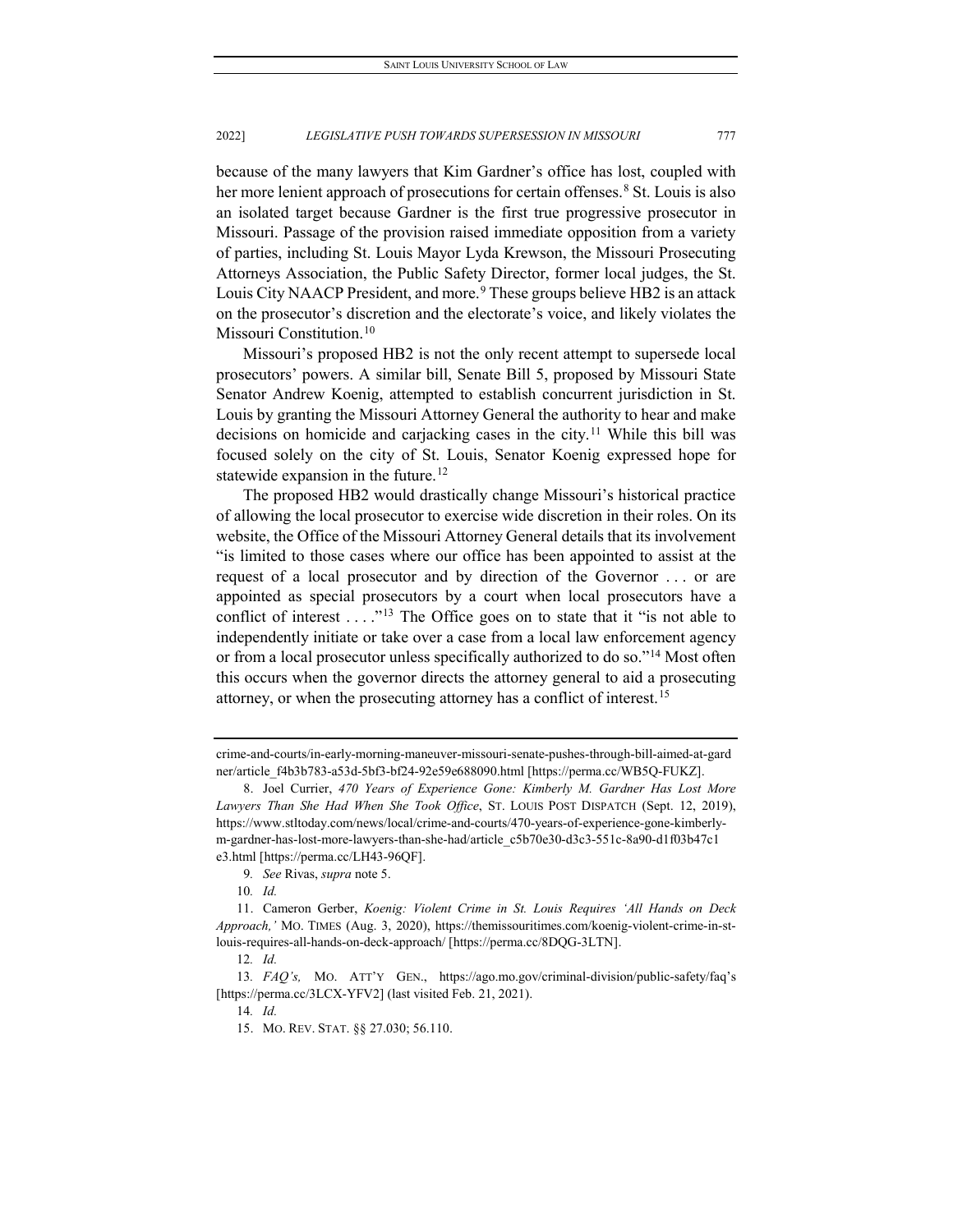because of the many lawyers that Kim Gardner's office has lost, coupled with her more lenient approach of prosecutions for certain offenses.[8] St. Louis is also an isolated target because Gardner is the first true progressive prosecutor in Missouri. Passage of the provision raised immediate opposition from a variety of parties, including St. Louis Mayor Lyda Krewson, the Missouri Prosecuting Attorneys Association, the Public Safety Director, former local judges, the St. Louis City NAACP President, and more.[9] These groups believe HB2 is an attack on the prosecutor's discretion and the electorate's voice, and likely violates the Missouri Constitution.[10]

Missouri's proposed HB2 is not the only recent attempt to supersede local prosecutors' powers. A similar bill, Senate Bill 5, proposed by Missouri State Senator Andrew Koenig, attempted to establish concurrent jurisdiction in St. Louis by granting the Missouri Attorney General the authority to hear and make decisions on homicide and carjacking cases in the city.[11] While this bill was focused solely on the city of St. Louis, Senator Koenig expressed hope for statewide expansion in the future.[12]

The proposed HB2 would drastically change Missouri's historical practice of allowing the local prosecutor to exercise wide discretion in their roles. On its website, the Office of the Missouri Attorney General details that its involvement "is limited to those cases where our office has been appointed to assist at the request of a local prosecutor and by direction of the Governor . . . or are appointed as special prosecutors by a court when local prosecutors have a conflict of interest . . . ."[13] The Office goes on to state that it "is not able to independently initiate or take over a case from a local law enforcement agency or from a local prosecutor unless specifically authorized to do so."[14] Most often this occurs when the governor directs the attorney general to aid a prosecuting attorney, or when the prosecuting attorney has a conflict of interest.[15]

---

crime-and-courts/in-early-morning-maneuver-missouri-senate-pushes-through-bill-aimed-at-gardner/article_f4b3b783-a53d-5bf3-bf24-92e59e688090.html [https://perma.cc/WB5Q-FUKZ].

8. Joel Currier, *470 Years of Experience Gone: Kimberly M. Gardner Has Lost More Lawyers Than She Had When She Took Office*, ST. LOUIS POST DISPATCH (Sept. 12, 2019), https://www.stltoday.com/news/local/crime-and-courts/470-years-of-experience-gone-kimberly-m-gardner-has-lost-more-lawyers-than-she-had/article_c5b70e30-d3c3-551c-8a90-d1f03b47c1e3.html [https://perma.cc/LH43-96QF].

9. *See* Rivas, *supra* note 5.

10. *Id.*

11. Cameron Gerber, *Koenig: Violent Crime in St. Louis Requires 'All Hands on Deck Approach,'* MO. TIMES (Aug. 3, 2020), https://themissouritimes.com/koenig-violent-crime-in-st-louis-requires-all-hands-on-deck-approach/ [https://perma.cc/8DQG-3LTN].

12. *Id.*

13. *FAQ's,* MO. ATT'Y GEN., https://ago.mo.gov/criminal-division/public-safety/faq's [https://perma.cc/3LCX-YFV2] (last visited Feb. 21, 2021).

14. *Id.*

15. MO. REV. STAT. §§ 27.030; 56.110.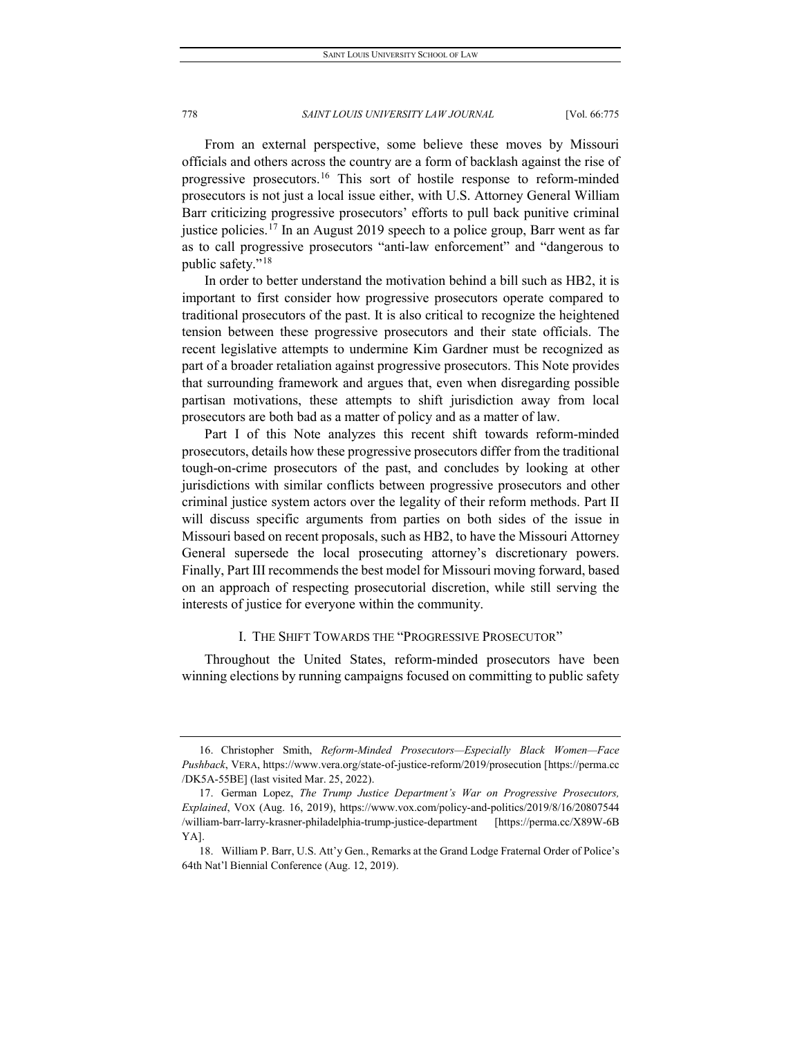From an external perspective, some believe these moves by Missouri officials and others across the country are a form of backlash against the rise of progressive prosecutors.[16] This sort of hostile response to reform-minded prosecutors is not just a local issue either, with U.S. Attorney General William Barr criticizing progressive prosecutors' efforts to pull back punitive criminal justice policies.[17] In an August 2019 speech to a police group, Barr went as far as to call progressive prosecutors "anti-law enforcement" and "dangerous to public safety."[18]

In order to better understand the motivation behind a bill such as HB2, it is important to first consider how progressive prosecutors operate compared to traditional prosecutors of the past. It is also critical to recognize the heightened tension between these progressive prosecutors and their state officials. The recent legislative attempts to undermine Kim Gardner must be recognized as part of a broader retaliation against progressive prosecutors. This Note provides that surrounding framework and argues that, even when disregarding possible partisan motivations, these attempts to shift jurisdiction away from local prosecutors are both bad as a matter of policy and as a matter of law.

Part I of this Note analyzes this recent shift towards reform-minded prosecutors, details how these progressive prosecutors differ from the traditional tough-on-crime prosecutors of the past, and concludes by looking at other jurisdictions with similar conflicts between progressive prosecutors and other criminal justice system actors over the legality of their reform methods. Part II will discuss specific arguments from parties on both sides of the issue in Missouri based on recent proposals, such as HB2, to have the Missouri Attorney General supersede the local prosecuting attorney's discretionary powers. Finally, Part III recommends the best model for Missouri moving forward, based on an approach of respecting prosecutorial discretion, while still serving the interests of justice for everyone within the community.

## I. The Shift Towards the "Progressive Prosecutor"

Throughout the United States, reform-minded prosecutors have been winning elections by running campaigns focused on committing to public safety

---

16. Christopher Smith, *Reform-Minded Prosecutors—Especially Black Women—Face Pushback*, VERA, https://www.vera.org/state-of-justice-reform/2019/prosecution [https://perma.cc/DK5A-55BE] (last visited Mar. 25, 2022).

17. German Lopez, *The Trump Justice Department's War on Progressive Prosecutors, Explained*, VOX (Aug. 16, 2019), https://www.vox.com/policy-and-politics/2019/8/16/20807544/william-barr-larry-krasner-philadelphia-trump-justice-department [https://perma.cc/X89W-6BYA].

18. William P. Barr, U.S. Att'y Gen., Remarks at the Grand Lodge Fraternal Order of Police's 64th Nat'l Biennial Conference (Aug. 12, 2019).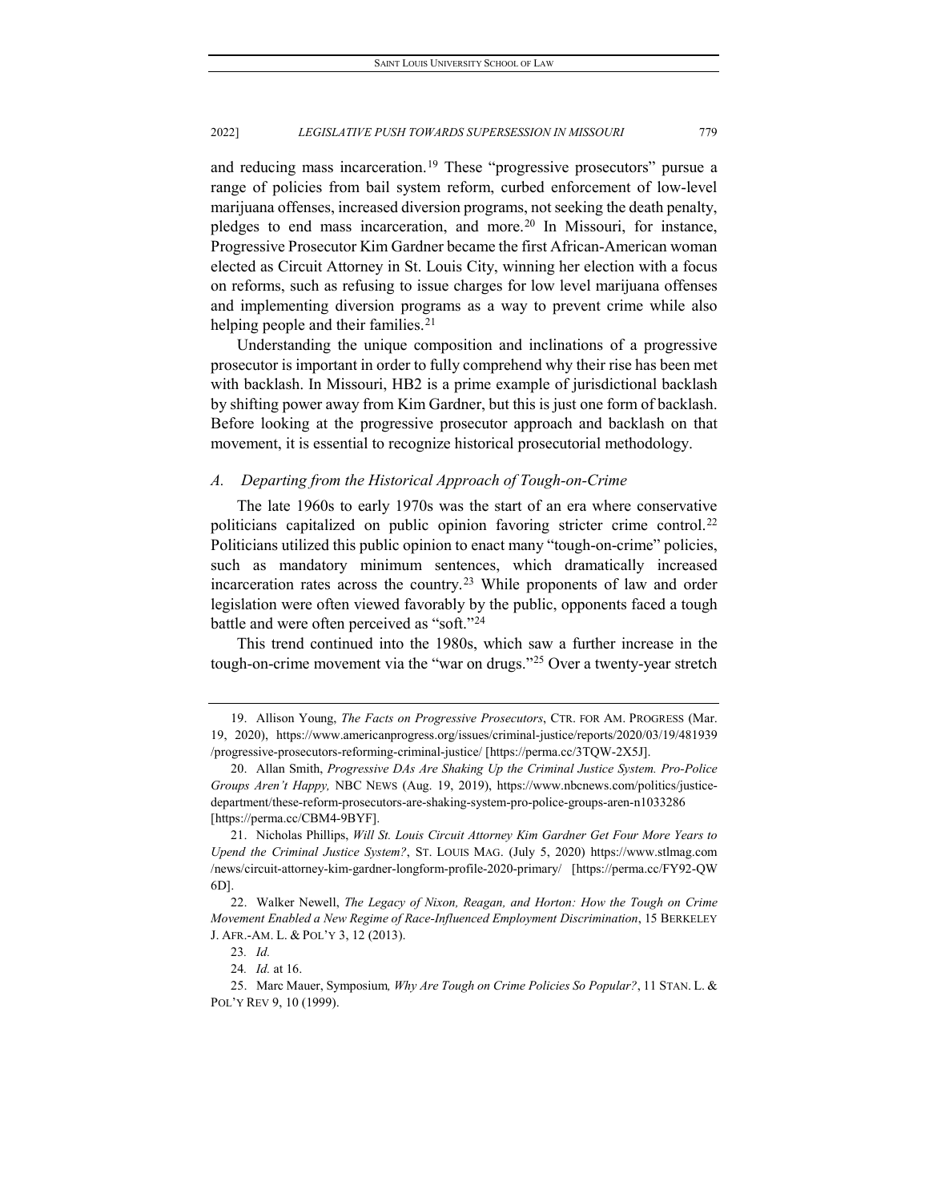and reducing mass incarceration.[19] These "progressive prosecutors" pursue a range of policies from bail system reform, curbed enforcement of low-level marijuana offenses, increased diversion programs, not seeking the death penalty, pledges to end mass incarceration, and more.[20] In Missouri, for instance, Progressive Prosecutor Kim Gardner became the first African-American woman elected as Circuit Attorney in St. Louis City, winning her election with a focus on reforms, such as refusing to issue charges for low level marijuana offenses and implementing diversion programs as a way to prevent crime while also helping people and their families.[21]

Understanding the unique composition and inclinations of a progressive prosecutor is important in order to fully comprehend why their rise has been met with backlash. In Missouri, HB2 is a prime example of jurisdictional backlash by shifting power away from Kim Gardner, but this is just one form of backlash. Before looking at the progressive prosecutor approach and backlash on that movement, it is essential to recognize historical prosecutorial methodology.

### *A. Departing from the Historical Approach of Tough-on-Crime*

The late 1960s to early 1970s was the start of an era where conservative politicians capitalized on public opinion favoring stricter crime control.[22] Politicians utilized this public opinion to enact many "tough-on-crime" policies, such as mandatory minimum sentences, which dramatically increased incarceration rates across the country.[23] While proponents of law and order legislation were often viewed favorably by the public, opponents faced a tough battle and were often perceived as "soft."[24]

This trend continued into the 1980s, which saw a further increase in the tough-on-crime movement via the "war on drugs."[25] Over a twenty-year stretch

---

19. Allison Young, *The Facts on Progressive Prosecutors*, CTR. FOR AM. PROGRESS (Mar. 19, 2020), https://www.americanprogress.org/issues/criminal-justice/reports/2020/03/19/481939/progressive-prosecutors-reforming-criminal-justice/ [https://perma.cc/3TQW-2X5J].

20. Allan Smith, *Progressive DAs Are Shaking Up the Criminal Justice System. Pro-Police Groups Aren't Happy,* NBC NEWS (Aug. 19, 2019), https://www.nbcnews.com/politics/justice-department/these-reform-prosecutors-are-shaking-system-pro-police-groups-aren-n1033286 [https://perma.cc/CBM4-9BYF].

21. Nicholas Phillips, *Will St. Louis Circuit Attorney Kim Gardner Get Four More Years to Upend the Criminal Justice System?*, ST. LOUIS MAG. (July 5, 2020) https://www.stlmag.com/news/circuit-attorney-kim-gardner-longform-profile-2020-primary/ [https://perma.cc/FY92-QW6D].

22. Walker Newell, *The Legacy of Nixon, Reagan, and Horton: How the Tough on Crime Movement Enabled a New Regime of Race-Influenced Employment Discrimination*, 15 BERKELEY J. AFR.-AM. L. & POL'Y 3, 12 (2013).

23. *Id.*

24. *Id.* at 16.

25. Marc Mauer, Symposium*, Why Are Tough on Crime Policies So Popular?*, 11 STAN. L. & POL'Y REV 9, 10 (1999).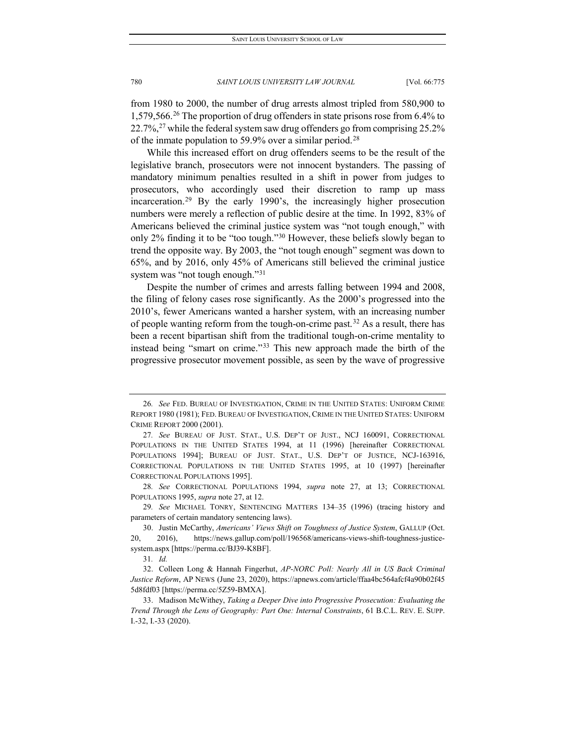from 1980 to 2000, the number of drug arrests almost tripled from 580,900 to 1,579,566.[26] The proportion of drug offenders in state prisons rose from 6.4% to 22.7%,[27] while the federal system saw drug offenders go from comprising 25.2% of the inmate population to 59.9% over a similar period.[28]

While this increased effort on drug offenders seems to be the result of the legislative branch, prosecutors were not innocent bystanders. The passing of mandatory minimum penalties resulted in a shift in power from judges to prosecutors, who accordingly used their discretion to ramp up mass incarceration.[29] By the early 1990's, the increasingly higher prosecution numbers were merely a reflection of public desire at the time. In 1992, 83% of Americans believed the criminal justice system was "not tough enough," with only 2% finding it to be "too tough."[30] However, these beliefs slowly began to trend the opposite way. By 2003, the "not tough enough" segment was down to 65%, and by 2016, only 45% of Americans still believed the criminal justice system was "not tough enough."[31]

Despite the number of crimes and arrests falling between 1994 and 2008, the filing of felony cases rose significantly. As the 2000's progressed into the 2010's, fewer Americans wanted a harsher system, with an increasing number of people wanting reform from the tough-on-crime past.[32] As a result, there has been a recent bipartisan shift from the traditional tough-on-crime mentality to instead being "smart on crime."[33] This new approach made the birth of the progressive prosecutor movement possible, as seen by the wave of progressive

---

26. *See* FED. BUREAU OF INVESTIGATION, CRIME IN THE UNITED STATES: UNIFORM CRIME REPORT 1980 (1981); FED. BUREAU OF INVESTIGATION, CRIME IN THE UNITED STATES: UNIFORM CRIME REPORT 2000 (2001).

27. *See* BUREAU OF JUST. STAT., U.S. DEP'T OF JUST., NCJ 160091, CORRECTIONAL POPULATIONS IN THE UNITED STATES 1994, at 11 (1996) [hereinafter CORRECTIONAL POPULATIONS 1994]; BUREAU OF JUST. STAT., U.S. DEP'T OF JUSTICE, NCJ-163916, CORRECTIONAL POPULATIONS IN THE UNITED STATES 1995, at 10 (1997) [hereinafter CORRECTIONAL POPULATIONS 1995].

28. *See* CORRECTIONAL POPULATIONS 1994, *supra* note 27, at 13; CORRECTIONAL POPULATIONS 1995, *supra* note 27, at 12.

29. *See* MICHAEL TONRY, SENTENCING MATTERS 134–35 (1996) (tracing history and parameters of certain mandatory sentencing laws).

30. Justin McCarthy, *Americans' Views Shift on Toughness of Justice System*, GALLUP (Oct. 20, 2016), https://news.gallup.com/poll/196568/americans-views-shift-toughness-justice-system.aspx [https://perma.cc/BJ39-K8BF].

31. *Id.*

32. Colleen Long & Hannah Fingerhut, *AP-NORC Poll: Nearly All in US Back Criminal Justice Reform*, AP NEWS (June 23, 2020), https://apnews.com/article/ffaa4bc564afcf4a90b02f455d8fdf03 [https://perma.cc/5Z59-BMXA].

33. Madison McWithey, *Taking a Deeper Dive into Progressive Prosecution: Evaluating the Trend Through the Lens of Geography: Part One: Internal Constraints*, 61 B.C.L. REV. E. SUPP. I.-32, I.-33 (2020).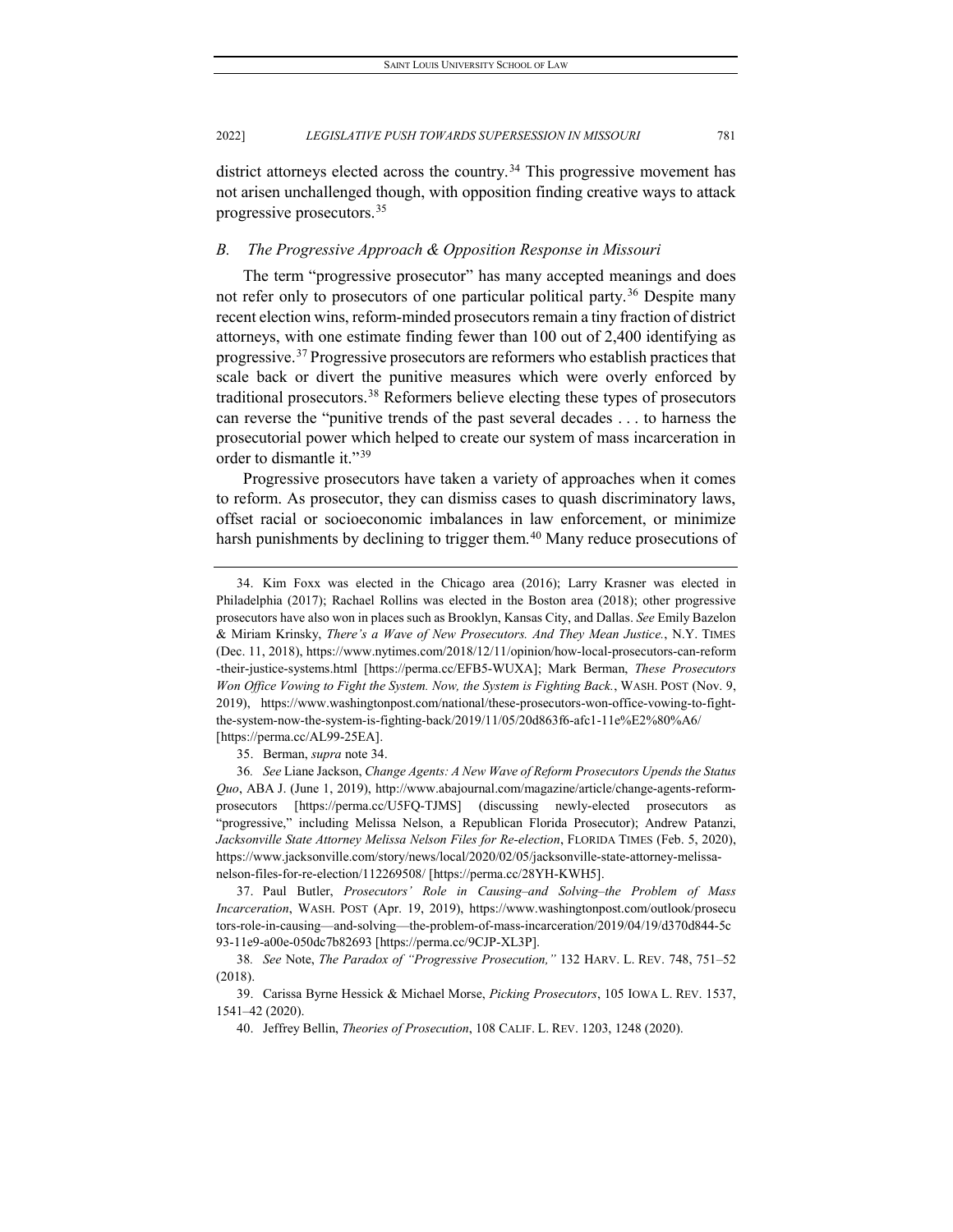district attorneys elected across the country.[34] This progressive movement has not arisen unchallenged though, with opposition finding creative ways to attack progressive prosecutors.[35]

### *B. The Progressive Approach & Opposition Response in Missouri*

The term "progressive prosecutor" has many accepted meanings and does not refer only to prosecutors of one particular political party.[36] Despite many recent election wins, reform-minded prosecutors remain a tiny fraction of district attorneys, with one estimate finding fewer than 100 out of 2,400 identifying as progressive.[37] Progressive prosecutors are reformers who establish practices that scale back or divert the punitive measures which were overly enforced by traditional prosecutors.[38] Reformers believe electing these types of prosecutors can reverse the "punitive trends of the past several decades . . . to harness the prosecutorial power which helped to create our system of mass incarceration in order to dismantle it."[39]

Progressive prosecutors have taken a variety of approaches when it comes to reform. As prosecutor, they can dismiss cases to quash discriminatory laws, offset racial or socioeconomic imbalances in law enforcement, or minimize harsh punishments by declining to trigger them.[40] Many reduce prosecutions of

---

34. Kim Foxx was elected in the Chicago area (2016); Larry Krasner was elected in Philadelphia (2017); Rachael Rollins was elected in the Boston area (2018); other progressive prosecutors have also won in places such as Brooklyn, Kansas City, and Dallas. *See* Emily Bazelon & Miriam Krinsky, *There's a Wave of New Prosecutors. And They Mean Justice.*, N.Y. TIMES (Dec. 11, 2018), https://www.nytimes.com/2018/12/11/opinion/how-local-prosecutors-can-reform-their-justice-systems.html [https://perma.cc/EFB5-WUXA]; Mark Berman, *These Prosecutors Won Office Vowing to Fight the System. Now, the System is Fighting Back.*, WASH. POST (Nov. 9, 2019), https://www.washingtonpost.com/national/these-prosecutors-won-office-vowing-to-fight-the-system-now-the-system-is-fighting-back/2019/11/05/20d863f6-afc1-11e%E2%80%A6/ [https://perma.cc/AL99-25EA].

35. Berman, *supra* note 34.

36. *See* Liane Jackson, *Change Agents: A New Wave of Reform Prosecutors Upends the Status Quo*, ABA J. (June 1, 2019), http://www.abajournal.com/magazine/article/change-agents-reform-prosecutors [https://perma.cc/U5FQ-TJMS] (discussing newly-elected prosecutors as "progressive," including Melissa Nelson, a Republican Florida Prosecutor); Andrew Patanzi, *Jacksonville State Attorney Melissa Nelson Files for Re-election*, FLORIDA TIMES (Feb. 5, 2020), https://www.jacksonville.com/story/news/local/2020/02/05/jacksonville-state-attorney-melissa-nelson-files-for-re-election/112269508/ [https://perma.cc/28YH-KWH5].

37. Paul Butler, *Prosecutors' Role in Causing–and Solving–the Problem of Mass Incarceration*, WASH. POST (Apr. 19, 2019), https://www.washingtonpost.com/outlook/prosecutors-role-in-causing—and-solving—the-problem-of-mass-incarceration/2019/04/19/d370d844-5c93-11e9-a00e-050dc7b82693 [https://perma.cc/9CJP-XL3P].

38. *See* Note, *The Paradox of "Progressive Prosecution,"* 132 HARV. L. REV. 748, 751–52 (2018).

39. Carissa Byrne Hessick & Michael Morse, *Picking Prosecutors*, 105 IOWA L. REV. 1537, 1541–42 (2020).

40. Jeffrey Bellin, *Theories of Prosecution*, 108 CALIF. L. REV. 1203, 1248 (2020).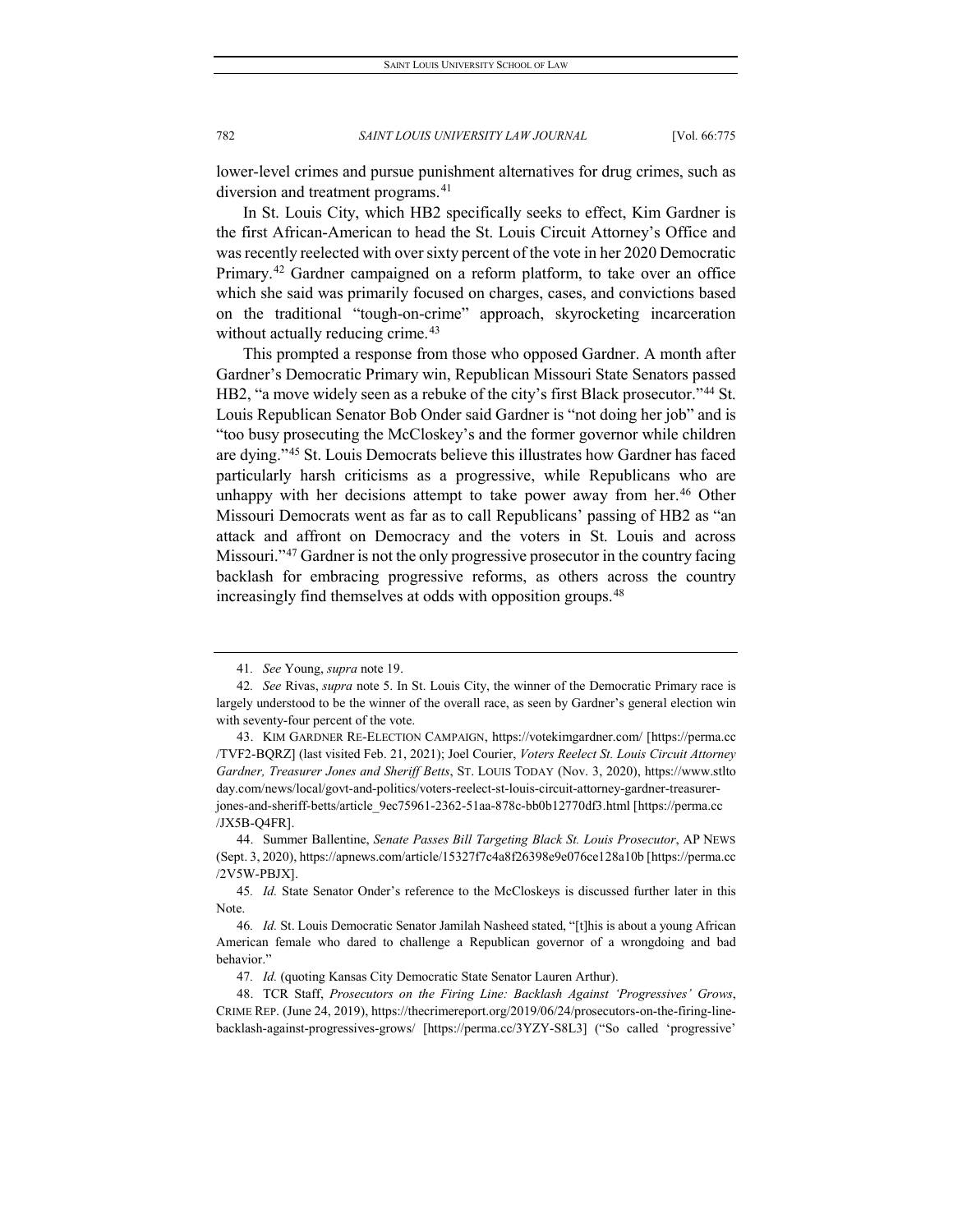lower-level crimes and pursue punishment alternatives for drug crimes, such as diversion and treatment programs.[41]

In St. Louis City, which HB2 specifically seeks to effect, Kim Gardner is the first African-American to head the St. Louis Circuit Attorney's Office and was recently reelected with over sixty percent of the vote in her 2020 Democratic Primary.[42] Gardner campaigned on a reform platform, to take over an office which she said was primarily focused on charges, cases, and convictions based on the traditional "tough-on-crime" approach, skyrocketing incarceration without actually reducing crime.[43]

This prompted a response from those who opposed Gardner. A month after Gardner's Democratic Primary win, Republican Missouri State Senators passed HB2, "a move widely seen as a rebuke of the city's first Black prosecutor."[44] St. Louis Republican Senator Bob Onder said Gardner is "not doing her job" and is "too busy prosecuting the McCloskey's and the former governor while children are dying."[45] St. Louis Democrats believe this illustrates how Gardner has faced particularly harsh criticisms as a progressive, while Republicans who are unhappy with her decisions attempt to take power away from her.[46] Other Missouri Democrats went as far as to call Republicans' passing of HB2 as "an attack and affront on Democracy and the voters in St. Louis and across Missouri."[47] Gardner is not the only progressive prosecutor in the country facing backlash for embracing progressive reforms, as others across the country increasingly find themselves at odds with opposition groups.[48]

---

41. *See* Young, *supra* note 19.

42. *See* Rivas, *supra* note 5. In St. Louis City, the winner of the Democratic Primary race is largely understood to be the winner of the overall race, as seen by Gardner's general election win with seventy-four percent of the vote.

43. KIM GARDNER RE-ELECTION CAMPAIGN, https://votekimgardner.com/ [https://perma.cc/TVF2-BQRZ] (last visited Feb. 21, 2021); Joel Courier, *Voters Reelect St. Louis Circuit Attorney Gardner, Treasurer Jones and Sheriff Betts*, ST. LOUIS TODAY (Nov. 3, 2020), https://www.stltoday.com/news/local/govt-and-politics/voters-reelect-st-louis-circuit-attorney-gardner-treasurer-jones-and-sheriff-betts/article_9ec75961-2362-51aa-878c-bb0b12770df3.html [https://perma.cc/JX5B-Q4FR].

44. Summer Ballentine, *Senate Passes Bill Targeting Black St. Louis Prosecutor*, AP NEWS (Sept. 3, 2020), https://apnews.com/article/15327f7c4a8f26398e9e076ce128a10b [https://perma.cc/2V5W-PBJX].

45. *Id.* State Senator Onder's reference to the McCloskeys is discussed further later in this Note.

46. *Id.* St. Louis Democratic Senator Jamilah Nasheed stated, "[t]his is about a young African American female who dared to challenge a Republican governor of a wrongdoing and bad behavior."

47. *Id.* (quoting Kansas City Democratic State Senator Lauren Arthur).

48. TCR Staff, *Prosecutors on the Firing Line: Backlash Against 'Progressives' Grows*, CRIME REP. (June 24, 2019), https://thecrimereport.org/2019/06/24/prosecutors-on-the-firing-line-backlash-against-progressives-grows/ [https://perma.cc/3YZY-S8L3] ("So called 'progressive'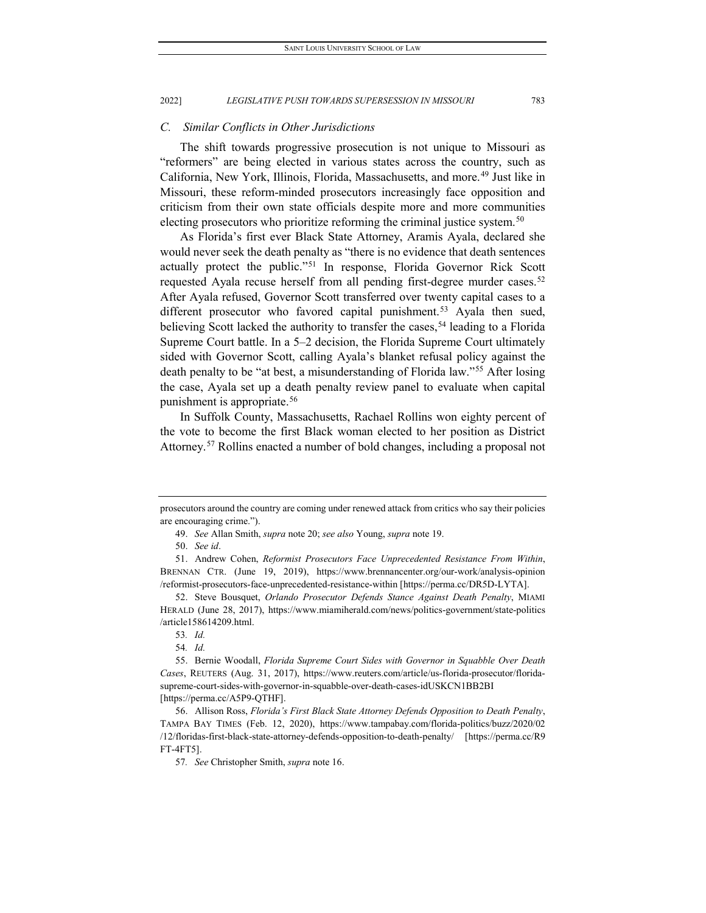### C. Similar Conflicts in Other Jurisdictions

The shift towards progressive prosecution is not unique to Missouri as "reformers" are being elected in various states across the country, such as California, New York, Illinois, Florida, Massachusetts, and more.[49] Just like in Missouri, these reform-minded prosecutors increasingly face opposition and criticism from their own state officials despite more and more communities electing prosecutors who prioritize reforming the criminal justice system.[50]

As Florida's first ever Black State Attorney, Aramis Ayala, declared she would never seek the death penalty as "there is no evidence that death sentences actually protect the public."[51] In response, Florida Governor Rick Scott requested Ayala recuse herself from all pending first-degree murder cases.[52] After Ayala refused, Governor Scott transferred over twenty capital cases to a different prosecutor who favored capital punishment.[53] Ayala then sued, believing Scott lacked the authority to transfer the cases,[54] leading to a Florida Supreme Court battle. In a 5–2 decision, the Florida Supreme Court ultimately sided with Governor Scott, calling Ayala's blanket refusal policy against the death penalty to be "at best, a misunderstanding of Florida law."[55] After losing the case, Ayala set up a death penalty review panel to evaluate when capital punishment is appropriate.[56]

In Suffolk County, Massachusetts, Rachael Rollins won eighty percent of the vote to become the first Black woman elected to her position as District Attorney.[57] Rollins enacted a number of bold changes, including a proposal not

---

prosecutors around the country are coming under renewed attack from critics who say their policies are encouraging crime.").

49. *See* Allan Smith, *supra* note 20; *see also* Young, *supra* note 19.

50. *See id*.

51. Andrew Cohen, *Reformist Prosecutors Face Unprecedented Resistance From Within*, BRENNAN CTR. (June 19, 2019), https://www.brennancenter.org/our-work/analysis-opinion/reformist-prosecutors-face-unprecedented-resistance-within [https://perma.cc/DR5D-LYTA].

52. Steve Bousquet, *Orlando Prosecutor Defends Stance Against Death Penalty*, MIAMI HERALD (June 28, 2017), https://www.miamiherald.com/news/politics-government/state-politics/article158614209.html.

53. *Id.*

54. *Id.*

55. Bernie Woodall, *Florida Supreme Court Sides with Governor in Squabble Over Death Cases*, REUTERS (Aug. 31, 2017), https://www.reuters.com/article/us-florida-prosecutor/florida-supreme-court-sides-with-governor-in-squabble-over-death-cases-idUSKCN1BB2BI [https://perma.cc/A5P9-QTHF].

56. Allison Ross, *Florida's First Black State Attorney Defends Opposition to Death Penalty*, TAMPA BAY TIMES (Feb. 12, 2020), https://www.tampabay.com/florida-politics/buzz/2020/02/12/floridas-first-black-state-attorney-defends-opposition-to-death-penalty/ [https://perma.cc/R9FT-4FT5].

57. *See* Christopher Smith, *supra* note 16.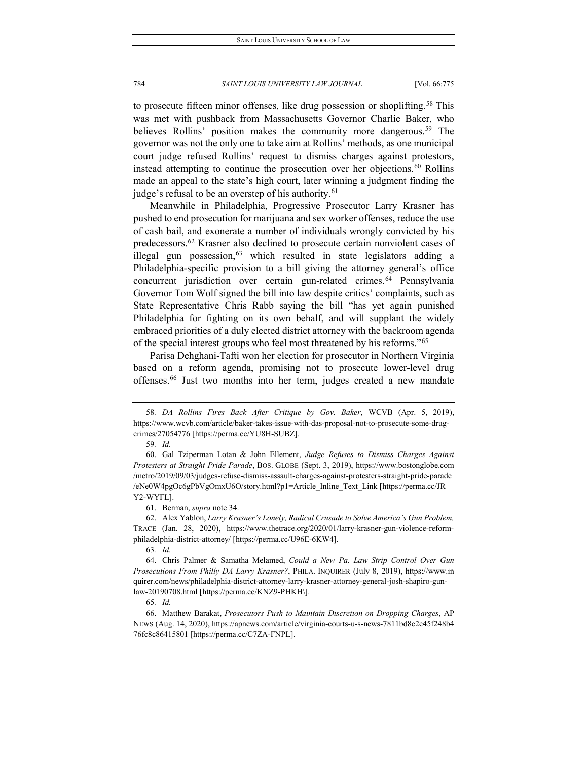to prosecute fifteen minor offenses, like drug possession or shoplifting.[58] This was met with pushback from Massachusetts Governor Charlie Baker, who believes Rollins' position makes the community more dangerous.[59] The governor was not the only one to take aim at Rollins' methods, as one municipal court judge refused Rollins' request to dismiss charges against protestors, instead attempting to continue the prosecution over her objections.[60] Rollins made an appeal to the state's high court, later winning a judgment finding the judge's refusal to be an overstep of his authority.[61]

Meanwhile in Philadelphia, Progressive Prosecutor Larry Krasner has pushed to end prosecution for marijuana and sex worker offenses, reduce the use of cash bail, and exonerate a number of individuals wrongly convicted by his predecessors.[62] Krasner also declined to prosecute certain nonviolent cases of illegal gun possession,[63] which resulted in state legislators adding a Philadelphia-specific provision to a bill giving the attorney general's office concurrent jurisdiction over certain gun-related crimes.[64] Pennsylvania Governor Tom Wolf signed the bill into law despite critics' complaints, such as State Representative Chris Rabb saying the bill "has yet again punished Philadelphia for fighting on its own behalf, and will supplant the widely embraced priorities of a duly elected district attorney with the backroom agenda of the special interest groups who feel most threatened by his reforms."[65]

Parisa Dehghani-Tafti won her election for prosecutor in Northern Virginia based on a reform agenda, promising not to prosecute lower-level drug offenses.[66] Just two months into her term, judges created a new mandate

---

58. *DA Rollins Fires Back After Critique by Gov. Baker*, WCVB (Apr. 5, 2019), https://www.wcvb.com/article/baker-takes-issue-with-das-proposal-not-to-prosecute-some-drug-crimes/27054776 [https://perma.cc/YU8H-SUBZ].

59. *Id.*

60. Gal Tziperman Lotan & John Ellement, *Judge Refuses to Dismiss Charges Against Protesters at Straight Pride Parade*, BOS. GLOBE (Sept. 3, 2019), https://www.bostonglobe.com/metro/2019/09/03/judges-refuse-dismiss-assault-charges-against-protesters-straight-pride-parade/eNe0W4pgOc6gPbVgOmxU6O/story.html?p1=Article_Inline_Text_Link [https://perma.cc/JRY2-WYFL].

61. Berman, *supra* note 34.

62. Alex Yablon, *Larry Krasner's Lonely, Radical Crusade to Solve America's Gun Problem,* TRACE (Jan. 28, 2020), https://www.thetrace.org/2020/01/larry-krasner-gun-violence-reform-philadelphia-district-attorney/ [https://perma.cc/U96E-6KW4].

63. *Id.*

64. Chris Palmer & Samatha Melamed, *Could a New Pa. Law Strip Control Over Gun Prosecutions From Philly DA Larry Krasner?*, PHILA. INQUIRER (July 8, 2019), https://www.inquirer.com/news/philadelphia-district-attorney-larry-krasner-attorney-general-josh-shapiro-gun-law-20190708.html [https://perma.cc/KNZ9-PHKH\].

65. *Id.*

66. Matthew Barakat, *Prosecutors Push to Maintain Discretion on Dropping Charges*, AP NEWS (Aug. 14, 2020), https://apnews.com/article/virginia-courts-u-s-news-7811bd8c2c45f248b476fc8c86415801 [https://perma.cc/C7ZA-FNPL].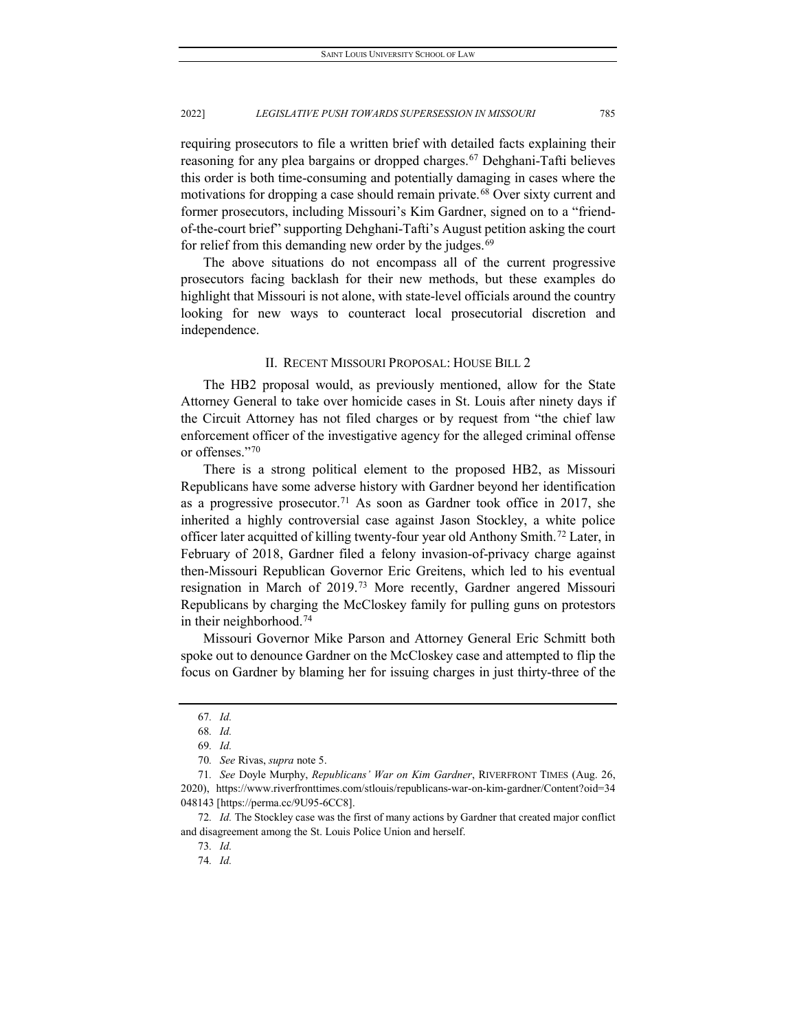requiring prosecutors to file a written brief with detailed facts explaining their reasoning for any plea bargains or dropped charges.[67] Dehghani-Tafti believes this order is both time-consuming and potentially damaging in cases where the motivations for dropping a case should remain private.[68] Over sixty current and former prosecutors, including Missouri's Kim Gardner, signed on to a "friend-of-the-court brief" supporting Dehghani-Tafti's August petition asking the court for relief from this demanding new order by the judges.[69]

The above situations do not encompass all of the current progressive prosecutors facing backlash for their new methods, but these examples do highlight that Missouri is not alone, with state-level officials around the country looking for new ways to counteract local prosecutorial discretion and independence.

## II. RECENT MISSOURI PROPOSAL: HOUSE BILL 2

The HB2 proposal would, as previously mentioned, allow for the State Attorney General to take over homicide cases in St. Louis after ninety days if the Circuit Attorney has not filed charges or by request from "the chief law enforcement officer of the investigative agency for the alleged criminal offense or offenses."[70]

There is a strong political element to the proposed HB2, as Missouri Republicans have some adverse history with Gardner beyond her identification as a progressive prosecutor.[71] As soon as Gardner took office in 2017, she inherited a highly controversial case against Jason Stockley, a white police officer later acquitted of killing twenty-four year old Anthony Smith.[72] Later, in February of 2018, Gardner filed a felony invasion-of-privacy charge against then-Missouri Republican Governor Eric Greitens, which led to his eventual resignation in March of 2019.[73] More recently, Gardner angered Missouri Republicans by charging the McCloskey family for pulling guns on protestors in their neighborhood.[74]

Missouri Governor Mike Parson and Attorney General Eric Schmitt both spoke out to denounce Gardner on the McCloskey case and attempted to flip the focus on Gardner by blaming her for issuing charges in just thirty-three of the

---

67. *Id.*

68. *Id.*

69. *Id.*

70. *See* Rivas, *supra* note 5.

71. *See* Doyle Murphy, *Republicans' War on Kim Gardner*, RIVERFRONT TIMES (Aug. 26, 2020), https://www.riverfronttimes.com/stlouis/republicans-war-on-kim-gardner/Content?oid=34048143 [https://perma.cc/9U95-6CC8].

72. *Id.* The Stockley case was the first of many actions by Gardner that created major conflict and disagreement among the St. Louis Police Union and herself.

73. *Id.*

74. *Id.*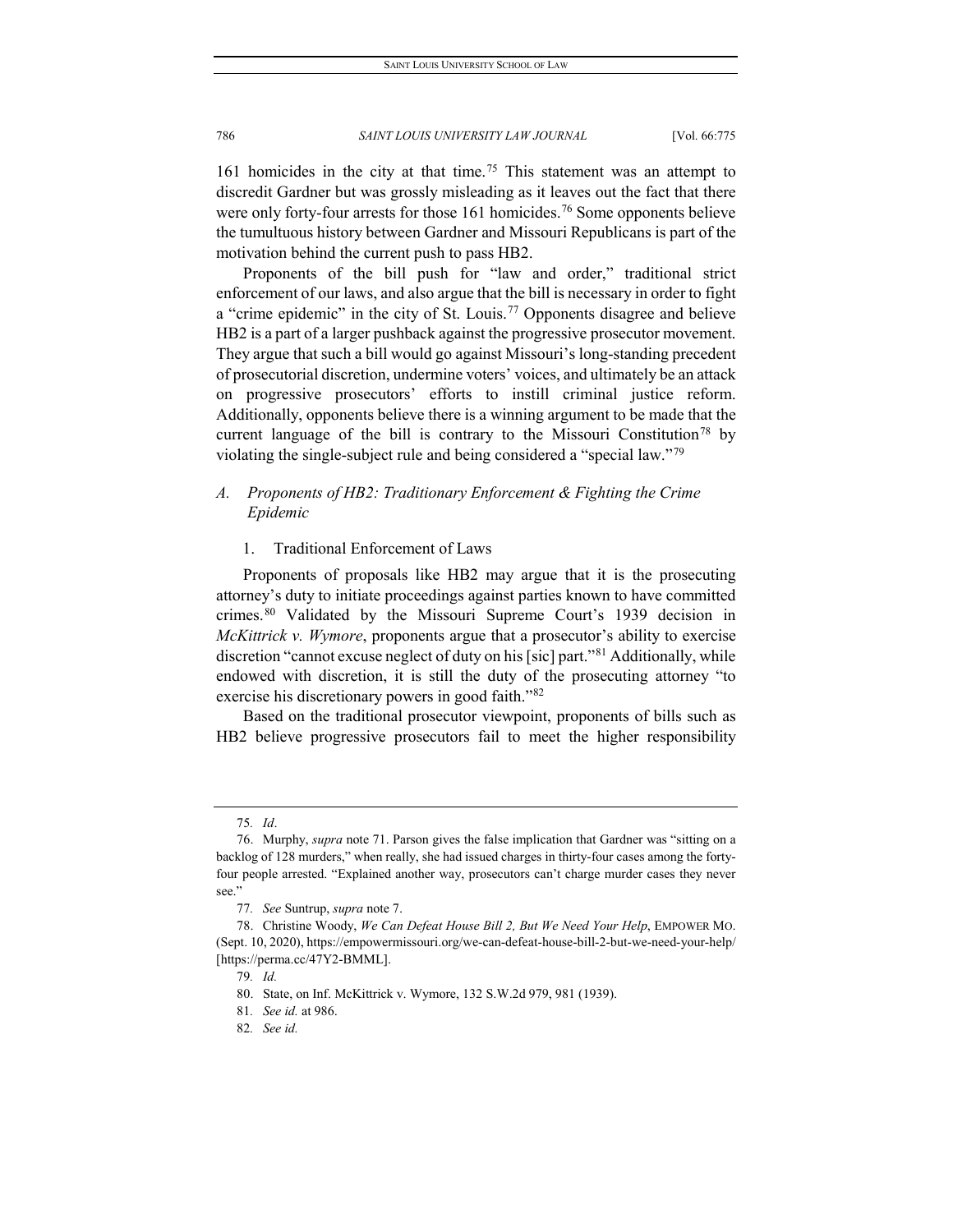161 homicides in the city at that time.[75] This statement was an attempt to discredit Gardner but was grossly misleading as it leaves out the fact that there were only forty-four arrests for those 161 homicides.[76] Some opponents believe the tumultuous history between Gardner and Missouri Republicans is part of the motivation behind the current push to pass HB2.

Proponents of the bill push for "law and order," traditional strict enforcement of our laws, and also argue that the bill is necessary in order to fight a "crime epidemic" in the city of St. Louis.[77] Opponents disagree and believe HB2 is a part of a larger pushback against the progressive prosecutor movement. They argue that such a bill would go against Missouri's long-standing precedent of prosecutorial discretion, undermine voters' voices, and ultimately be an attack on progressive prosecutors' efforts to instill criminal justice reform. Additionally, opponents believe there is a winning argument to be made that the current language of the bill is contrary to the Missouri Constitution[78] by violating the single-subject rule and being considered a "special law."[79]

### *A. Proponents of HB2: Traditionary Enforcement & Fighting the Crime Epidemic*

#### 1. Traditional Enforcement of Laws

Proponents of proposals like HB2 may argue that it is the prosecuting attorney's duty to initiate proceedings against parties known to have committed crimes.[80] Validated by the Missouri Supreme Court's 1939 decision in *McKittrick v. Wymore*, proponents argue that a prosecutor's ability to exercise discretion "cannot excuse neglect of duty on his [sic] part."[81] Additionally, while endowed with discretion, it is still the duty of the prosecuting attorney "to exercise his discretionary powers in good faith."[82]

Based on the traditional prosecutor viewpoint, proponents of bills such as HB2 believe progressive prosecutors fail to meet the higher responsibility

---

75. *Id*.

76. Murphy, *supra* note 71. Parson gives the false implication that Gardner was "sitting on a backlog of 128 murders," when really, she had issued charges in thirty-four cases among the forty-four people arrested. "Explained another way, prosecutors can't charge murder cases they never see."

77. *See* Suntrup, *supra* note 7.

78. Christine Woody, *We Can Defeat House Bill 2, But We Need Your Help*, EMPOWER MO. (Sept. 10, 2020), https://empowermissouri.org/we-can-defeat-house-bill-2-but-we-need-your-help/ [https://perma.cc/47Y2-BMML].

79. *Id.*

80. State, on Inf. McKittrick v. Wymore, 132 S.W.2d 979, 981 (1939).

81. *See id.* at 986.

82. *See id.*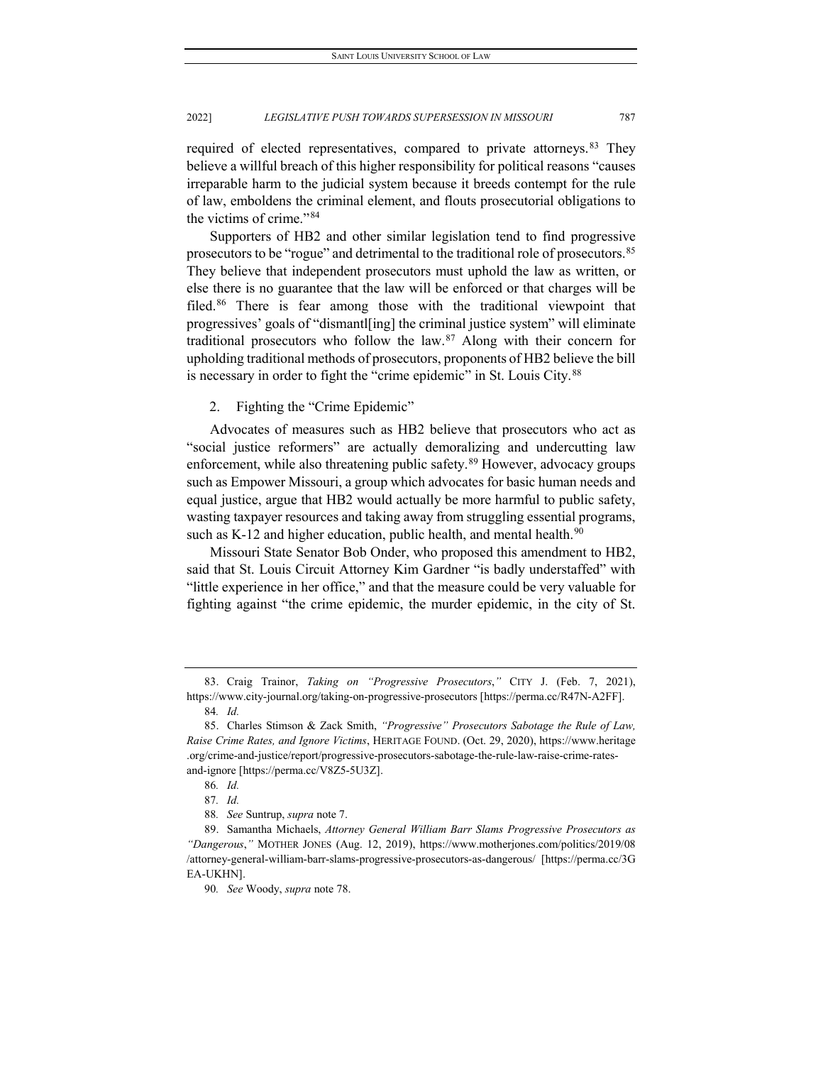required of elected representatives, compared to private attorneys.[83] They believe a willful breach of this higher responsibility for political reasons "causes irreparable harm to the judicial system because it breeds contempt for the rule of law, emboldens the criminal element, and flouts prosecutorial obligations to the victims of crime."[84]

Supporters of HB2 and other similar legislation tend to find progressive prosecutors to be "rogue" and detrimental to the traditional role of prosecutors.[85] They believe that independent prosecutors must uphold the law as written, or else there is no guarantee that the law will be enforced or that charges will be filed.[86] There is fear among those with the traditional viewpoint that progressives' goals of "dismantl[ing] the criminal justice system" will eliminate traditional prosecutors who follow the law.[87] Along with their concern for upholding traditional methods of prosecutors, proponents of HB2 believe the bill is necessary in order to fight the "crime epidemic" in St. Louis City.[88]

2. Fighting the "Crime Epidemic"

Advocates of measures such as HB2 believe that prosecutors who act as "social justice reformers" are actually demoralizing and undercutting law enforcement, while also threatening public safety.[89] However, advocacy groups such as Empower Missouri, a group which advocates for basic human needs and equal justice, argue that HB2 would actually be more harmful to public safety, wasting taxpayer resources and taking away from struggling essential programs, such as K-12 and higher education, public health, and mental health.[90]

Missouri State Senator Bob Onder, who proposed this amendment to HB2, said that St. Louis Circuit Attorney Kim Gardner "is badly understaffed" with "little experience in her office," and that the measure could be very valuable for fighting against "the crime epidemic, the murder epidemic, in the city of St.

---

83. Craig Trainor, *Taking on "Progressive Prosecutors*,*"* CITY J. (Feb. 7, 2021), https://www.city-journal.org/taking-on-progressive-prosecutors [https://perma.cc/R47N-A2FF].

84. *Id.*

85. Charles Stimson & Zack Smith, *"Progressive" Prosecutors Sabotage the Rule of Law, Raise Crime Rates, and Ignore Victims*, HERITAGE FOUND. (Oct. 29, 2020), https://www.heritage.org/crime-and-justice/report/progressive-prosecutors-sabotage-the-rule-law-raise-crime-rates-and-ignore [https://perma.cc/V8Z5-5U3Z].

86. *Id.*

87. *Id.*

88. *See* Suntrup, *supra* note 7.

89. Samantha Michaels, *Attorney General William Barr Slams Progressive Prosecutors as "Dangerous*,*"* MOTHER JONES (Aug. 12, 2019), https://www.motherjones.com/politics/2019/08/attorney-general-william-barr-slams-progressive-prosecutors-as-dangerous/ [https://perma.cc/3GEA-UKHN].

90. *See* Woody, *supra* note 78.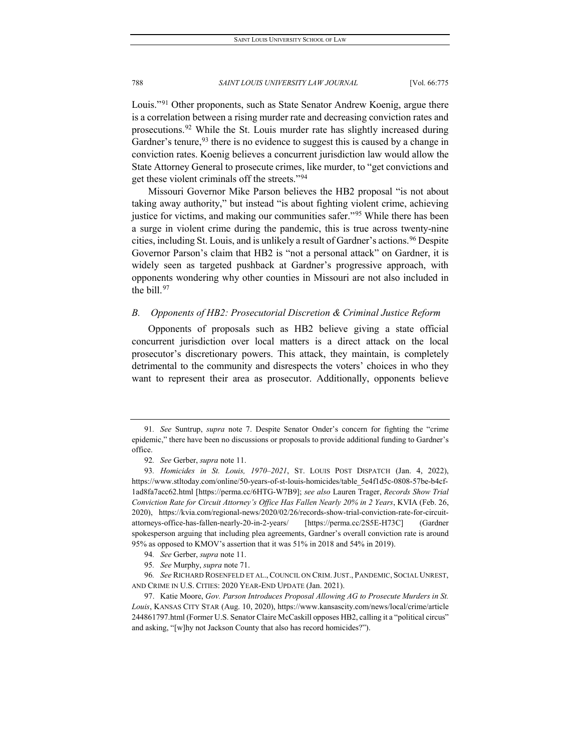Louis."[91] Other proponents, such as State Senator Andrew Koenig, argue there is a correlation between a rising murder rate and decreasing conviction rates and prosecutions.[92] While the St. Louis murder rate has slightly increased during Gardner's tenure,[93] there is no evidence to suggest this is caused by a change in conviction rates. Koenig believes a concurrent jurisdiction law would allow the State Attorney General to prosecute crimes, like murder, to "get convictions and get these violent criminals off the streets."[94]

Missouri Governor Mike Parson believes the HB2 proposal "is not about taking away authority," but instead "is about fighting violent crime, achieving justice for victims, and making our communities safer."[95] While there has been a surge in violent crime during the pandemic, this is true across twenty-nine cities, including St. Louis, and is unlikely a result of Gardner's actions.[96] Despite Governor Parson's claim that HB2 is "not a personal attack" on Gardner, it is widely seen as targeted pushback at Gardner's progressive approach, with opponents wondering why other counties in Missouri are not also included in the bill.[97]

### *B. Opponents of HB2: Prosecutorial Discretion & Criminal Justice Reform*

Opponents of proposals such as HB2 believe giving a state official concurrent jurisdiction over local matters is a direct attack on the local prosecutor's discretionary powers. This attack, they maintain, is completely detrimental to the community and disrespects the voters' choices in who they want to represent their area as prosecutor. Additionally, opponents believe

---

91. *See* Suntrup, *supra* note 7. Despite Senator Onder's concern for fighting the "crime epidemic," there have been no discussions or proposals to provide additional funding to Gardner's office.

92. *See* Gerber, *supra* note 11.

93. *Homicides in St. Louis, 1970–2021*, ST. LOUIS POST DISPATCH (Jan. 4, 2022), https://www.stltoday.com/online/50-years-of-st-louis-homicides/table_5e4f1d5c-0808-57be-b4cf-1ad8fa7acc62.html [https://perma.cc/6HTG-W7B9]; *see also* Lauren Trager, *Records Show Trial Conviction Rate for Circuit Attorney's Office Has Fallen Nearly 20% in 2 Years*, KVIA (Feb. 26, 2020), https://kvia.com/regional-news/2020/02/26/records-show-trial-conviction-rate-for-circuit-attorneys-office-has-fallen-nearly-20-in-2-years/ [https://perma.cc/2S5E-H73C] (Gardner spokesperson arguing that including plea agreements, Gardner's overall conviction rate is around 95% as opposed to KMOV's assertion that it was 51% in 2018 and 54% in 2019).

94. *See* Gerber, *supra* note 11.

95. *See* Murphy, *supra* note 71.

96. *See* RICHARD ROSENFELD ET AL., COUNCIL ON CRIM. JUST., PANDEMIC, SOCIAL UNREST, AND CRIME IN U.S. CITIES: 2020 YEAR-END UPDATE (Jan. 2021).

97. Katie Moore, *Gov. Parson Introduces Proposal Allowing AG to Prosecute Murders in St. Louis*, KANSAS CITY STAR (Aug. 10, 2020), https://www.kansascity.com/news/local/crime/article244861797.html (Former U.S. Senator Claire McCaskill opposes HB2, calling it a "political circus" and asking, "[w]hy not Jackson County that also has record homicides?").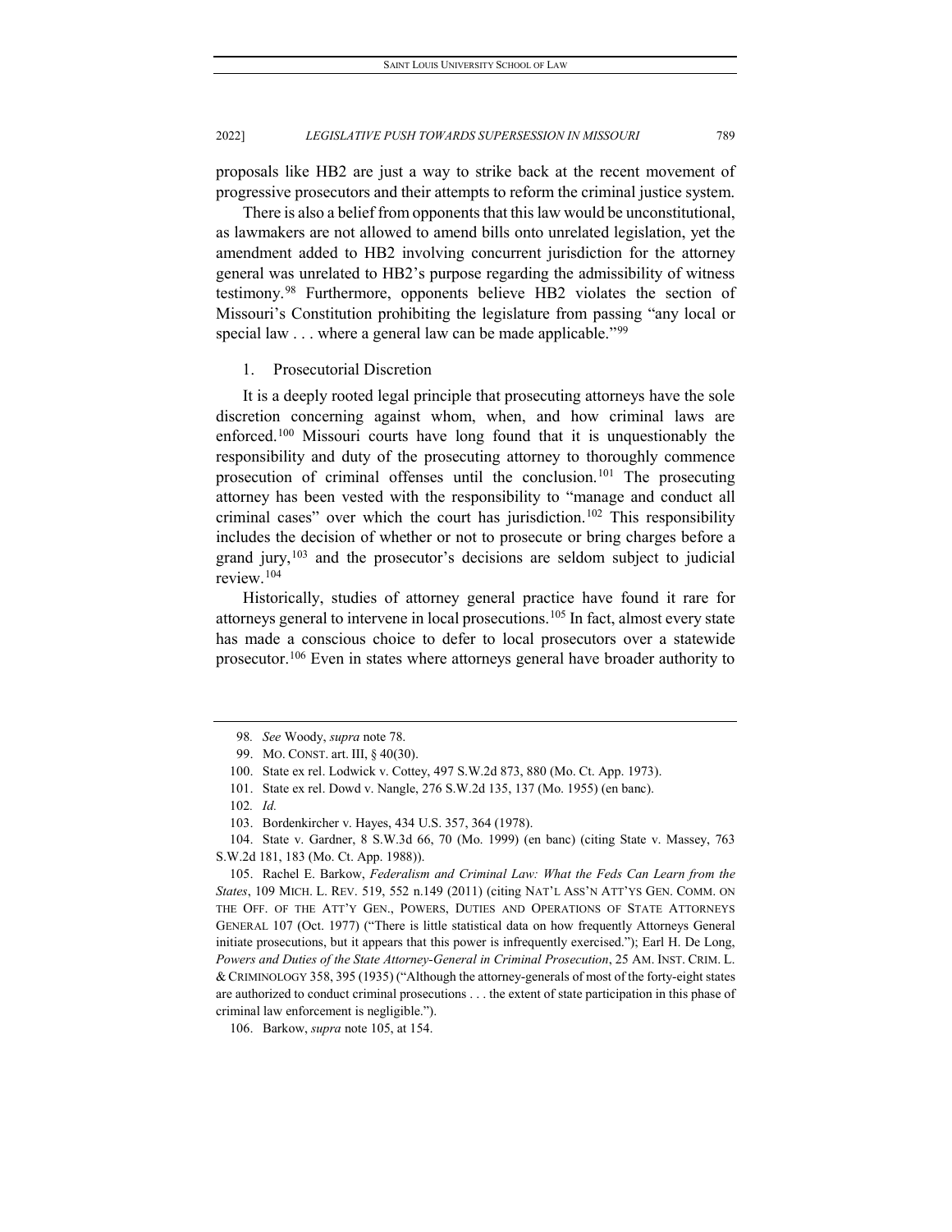proposals like HB2 are just a way to strike back at the recent movement of progressive prosecutors and their attempts to reform the criminal justice system.

There is also a belief from opponents that this law would be unconstitutional, as lawmakers are not allowed to amend bills onto unrelated legislation, yet the amendment added to HB2 involving concurrent jurisdiction for the attorney general was unrelated to HB2's purpose regarding the admissibility of witness testimony.[98] Furthermore, opponents believe HB2 violates the section of Missouri's Constitution prohibiting the legislature from passing "any local or special law . . . where a general law can be made applicable."[99]

### 1. Prosecutorial Discretion

It is a deeply rooted legal principle that prosecuting attorneys have the sole discretion concerning against whom, when, and how criminal laws are enforced.[100] Missouri courts have long found that it is unquestionably the responsibility and duty of the prosecuting attorney to thoroughly commence prosecution of criminal offenses until the conclusion.[101] The prosecuting attorney has been vested with the responsibility to "manage and conduct all criminal cases" over which the court has jurisdiction.[102] This responsibility includes the decision of whether or not to prosecute or bring charges before a grand jury,[103] and the prosecutor's decisions are seldom subject to judicial review.[104]

Historically, studies of attorney general practice have found it rare for attorneys general to intervene in local prosecutions.[105] In fact, almost every state has made a conscious choice to defer to local prosecutors over a statewide prosecutor.[106] Even in states where attorneys general have broader authority to

---

98. *See* Woody, *supra* note 78.

99. MO. CONST. art. III, § 40(30).

100. State ex rel. Lodwick v. Cottey, 497 S.W.2d 873, 880 (Mo. Ct. App. 1973).

101. State ex rel. Dowd v. Nangle, 276 S.W.2d 135, 137 (Mo. 1955) (en banc).

102. *Id.*

103. Bordenkircher v. Hayes, 434 U.S. 357, 364 (1978).

104. State v. Gardner, 8 S.W.3d 66, 70 (Mo. 1999) (en banc) (citing State v. Massey, 763 S.W.2d 181, 183 (Mo. Ct. App. 1988)).

105. Rachel E. Barkow, *Federalism and Criminal Law: What the Feds Can Learn from the States*, 109 MICH. L. REV. 519, 552 n.149 (2011) (citing NAT'L ASS'N ATT'YS GEN. COMM. ON THE OFF. OF THE ATT'Y GEN., POWERS, DUTIES AND OPERATIONS OF STATE ATTORNEYS GENERAL 107 (Oct. 1977) ("There is little statistical data on how frequently Attorneys General initiate prosecutions, but it appears that this power is infrequently exercised."); Earl H. De Long, *Powers and Duties of the State Attorney-General in Criminal Prosecution*, 25 AM. INST. CRIM. L. & CRIMINOLOGY 358, 395 (1935) ("Although the attorney-generals of most of the forty-eight states are authorized to conduct criminal prosecutions . . . the extent of state participation in this phase of criminal law enforcement is negligible.").

106. Barkow, *supra* note 105, at 154.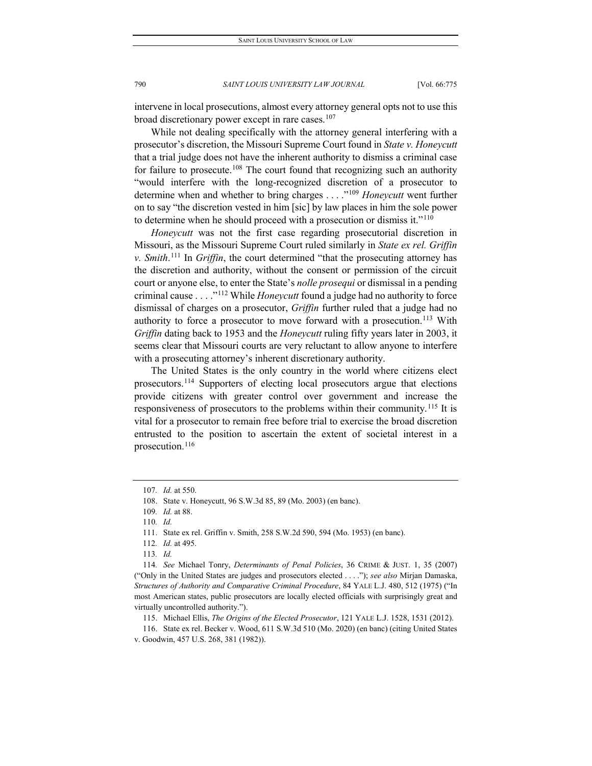intervene in local prosecutions, almost every attorney general opts not to use this broad discretionary power except in rare cases.[107]

While not dealing specifically with the attorney general interfering with a prosecutor's discretion, the Missouri Supreme Court found in *State v. Honeycutt* that a trial judge does not have the inherent authority to dismiss a criminal case for failure to prosecute.[108] The court found that recognizing such an authority "would interfere with the long-recognized discretion of a prosecutor to determine when and whether to bring charges . . . ."[109] *Honeycutt* went further on to say "the discretion vested in him [sic] by law places in him the sole power to determine when he should proceed with a prosecution or dismiss it."[110]

*Honeycutt* was not the first case regarding prosecutorial discretion in Missouri, as the Missouri Supreme Court ruled similarly in *State ex rel. Griffin v. Smith*.[111] In *Griffin*, the court determined "that the prosecuting attorney has the discretion and authority, without the consent or permission of the circuit court or anyone else, to enter the State's *nolle prosequi* or dismissal in a pending criminal cause . . . ."[112] While *Honeycutt* found a judge had no authority to force dismissal of charges on a prosecutor, *Griffin* further ruled that a judge had no authority to force a prosecutor to move forward with a prosecution.[113] With *Griffin* dating back to 1953 and the *Honeycutt* ruling fifty years later in 2003, it seems clear that Missouri courts are very reluctant to allow anyone to interfere with a prosecuting attorney's inherent discretionary authority.

The United States is the only country in the world where citizens elect prosecutors.[114] Supporters of electing local prosecutors argue that elections provide citizens with greater control over government and increase the responsiveness of prosecutors to the problems within their community.[115] It is vital for a prosecutor to remain free before trial to exercise the broad discretion entrusted to the position to ascertain the extent of societal interest in a prosecution.[116]

107. *Id.* at 550.

108. State v. Honeycutt, 96 S.W.3d 85, 89 (Mo. 2003) (en banc).

109. *Id.* at 88.

110. *Id.*

111. State ex rel. Griffin v. Smith, 258 S.W.2d 590, 594 (Mo. 1953) (en banc).

112. *Id.* at 495.

113. *Id.*

114. *See* Michael Tonry, *Determinants of Penal Policies*, 36 CRIME & JUST. 1, 35 (2007) ("Only in the United States are judges and prosecutors elected . . . ."); *see also* Mirjan Damaska, *Structures of Authority and Comparative Criminal Procedure*, 84 YALE L.J. 480, 512 (1975) ("In most American states, public prosecutors are locally elected officials with surprisingly great and virtually uncontrolled authority.").

115. Michael Ellis, *The Origins of the Elected Prosecutor*, 121 YALE L.J. 1528, 1531 (2012).

116. State ex rel. Becker v. Wood, 611 S.W.3d 510 (Mo. 2020) (en banc) (citing United States v. Goodwin, 457 U.S. 268, 381 (1982)).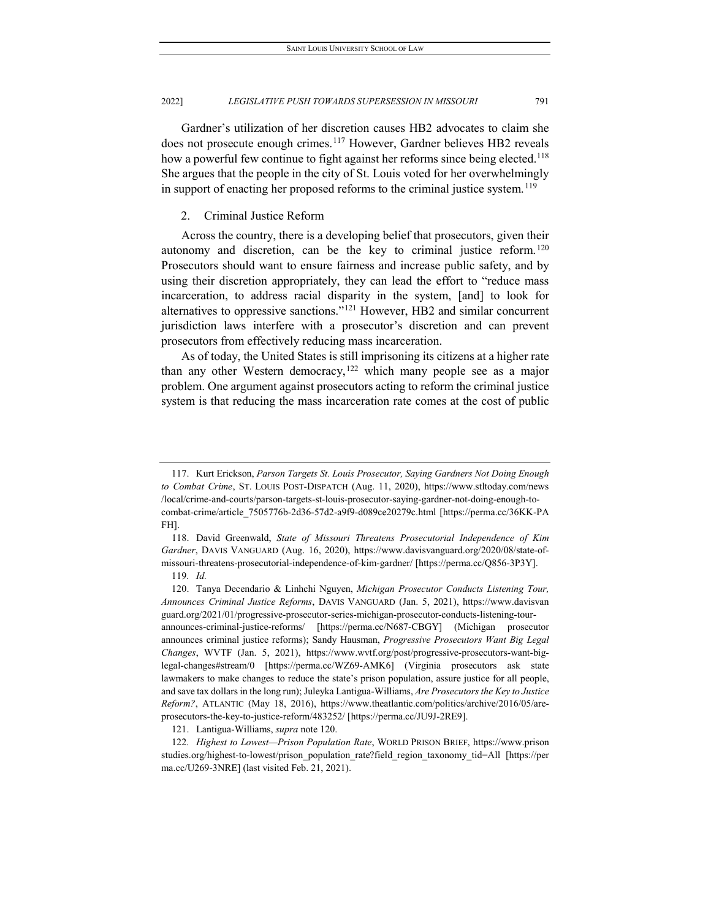Gardner's utilization of her discretion causes HB2 advocates to claim she does not prosecute enough crimes.[117] However, Gardner believes HB2 reveals how a powerful few continue to fight against her reforms since being elected.[118] She argues that the people in the city of St. Louis voted for her overwhelmingly in support of enacting her proposed reforms to the criminal justice system.[119]

2. Criminal Justice Reform

Across the country, there is a developing belief that prosecutors, given their autonomy and discretion, can be the key to criminal justice reform.[120] Prosecutors should want to ensure fairness and increase public safety, and by using their discretion appropriately, they can lead the effort to "reduce mass incarceration, to address racial disparity in the system, [and] to look for alternatives to oppressive sanctions."[121] However, HB2 and similar concurrent jurisdiction laws interfere with a prosecutor's discretion and can prevent prosecutors from effectively reducing mass incarceration.

As of today, the United States is still imprisoning its citizens at a higher rate than any other Western democracy,[122] which many people see as a major problem. One argument against prosecutors acting to reform the criminal justice system is that reducing the mass incarceration rate comes at the cost of public

---

117. Kurt Erickson, *Parson Targets St. Louis Prosecutor, Saying Gardners Not Doing Enough to Combat Crime*, ST. LOUIS POST-DISPATCH (Aug. 11, 2020), https://www.stltoday.com/news/local/crime-and-courts/parson-targets-st-louis-prosecutor-saying-gardner-not-doing-enough-to-combat-crime/article_7505776b-2d36-57d2-a9f9-d089ce20279c.html [https://perma.cc/36KK-PAFH].

118. David Greenwald, *State of Missouri Threatens Prosecutorial Independence of Kim Gardner*, DAVIS VANGUARD (Aug. 16, 2020), https://www.davisvanguard.org/2020/08/state-of-missouri-threatens-prosecutorial-independence-of-kim-gardner/ [https://perma.cc/Q856-3P3Y].

119. *Id.*

120. Tanya Decendario & Linhchi Nguyen, *Michigan Prosecutor Conducts Listening Tour, Announces Criminal Justice Reforms*, DAVIS VANGUARD (Jan. 5, 2021), https://www.davisvanguard.org/2021/01/progressive-prosecutor-series-michigan-prosecutor-conducts-listening-tour-announces-criminal-justice-reforms/ [https://perma.cc/N687-CBGY] (Michigan prosecutor announces criminal justice reforms); Sandy Hausman, *Progressive Prosecutors Want Big Legal Changes*, WVTF (Jan. 5, 2021), https://www.wvtf.org/post/progressive-prosecutors-want-big-legal-changes#stream/0 [https://perma.cc/WZ69-AMK6] (Virginia prosecutors ask state lawmakers to make changes to reduce the state's prison population, assure justice for all people, and save tax dollars in the long run); Juleyka Lantigua-Williams, *Are Prosecutors the Key to Justice Reform?*, ATLANTIC (May 18, 2016), https://www.theatlantic.com/politics/archive/2016/05/are-prosecutors-the-key-to-justice-reform/483252/ [https://perma.cc/JU9J-2RE9].

121. Lantigua-Williams, *supra* note 120.

122. *Highest to Lowest—Prison Population Rate*, WORLD PRISON BRIEF, https://www.prisonstudies.org/highest-to-lowest/prison_population_rate?field_region_taxonomy_tid=All [https://perma.cc/U269-3NRE] (last visited Feb. 21, 2021).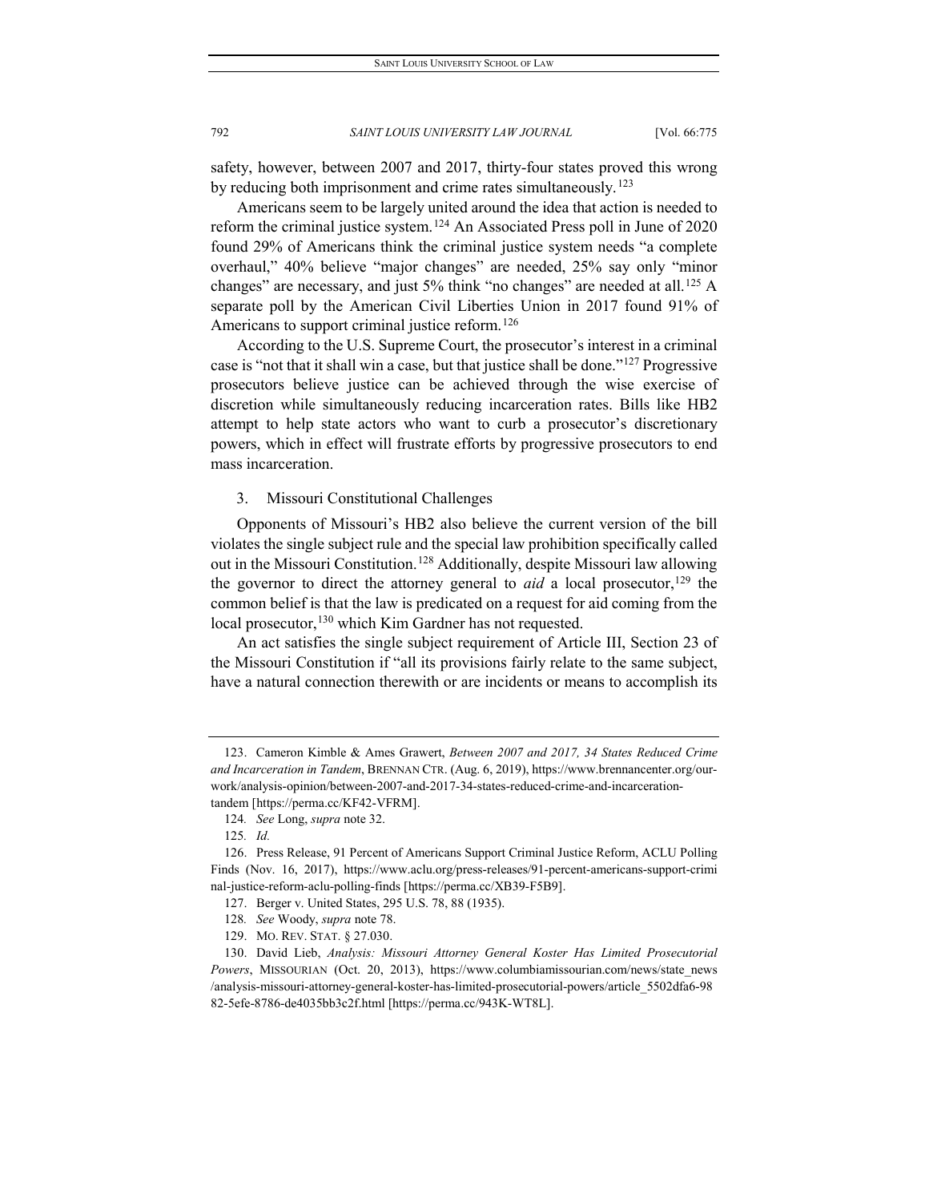safety, however, between 2007 and 2017, thirty-four states proved this wrong by reducing both imprisonment and crime rates simultaneously.[123]

Americans seem to be largely united around the idea that action is needed to reform the criminal justice system.[124] An Associated Press poll in June of 2020 found 29% of Americans think the criminal justice system needs "a complete overhaul," 40% believe "major changes" are needed, 25% say only "minor changes" are necessary, and just 5% think "no changes" are needed at all.[125] A separate poll by the American Civil Liberties Union in 2017 found 91% of Americans to support criminal justice reform.[126]

According to the U.S. Supreme Court, the prosecutor's interest in a criminal case is "not that it shall win a case, but that justice shall be done."[127] Progressive prosecutors believe justice can be achieved through the wise exercise of discretion while simultaneously reducing incarceration rates. Bills like HB2 attempt to help state actors who want to curb a prosecutor's discretionary powers, which in effect will frustrate efforts by progressive prosecutors to end mass incarceration.

### 3. Missouri Constitutional Challenges

Opponents of Missouri's HB2 also believe the current version of the bill violates the single subject rule and the special law prohibition specifically called out in the Missouri Constitution.[128] Additionally, despite Missouri law allowing the governor to direct the attorney general to *aid* a local prosecutor,[129] the common belief is that the law is predicated on a request for aid coming from the local prosecutor,[130] which Kim Gardner has not requested.

An act satisfies the single subject requirement of Article III, Section 23 of the Missouri Constitution if "all its provisions fairly relate to the same subject, have a natural connection therewith or are incidents or means to accomplish its

---

123. Cameron Kimble & Ames Grawert, *Between 2007 and 2017, 34 States Reduced Crime and Incarceration in Tandem*, BRENNAN CTR. (Aug. 6, 2019), https://www.brennancenter.org/our-work/analysis-opinion/between-2007-and-2017-34-states-reduced-crime-and-incarceration-tandem [https://perma.cc/KF42-VFRM].

124. *See* Long, *supra* note 32.

125. *Id.*

126. Press Release, 91 Percent of Americans Support Criminal Justice Reform, ACLU Polling Finds (Nov. 16, 2017), https://www.aclu.org/press-releases/91-percent-americans-support-criminal-justice-reform-aclu-polling-finds [https://perma.cc/XB39-F5B9].

127. Berger v. United States, 295 U.S. 78, 88 (1935).

128. *See* Woody, *supra* note 78.

129. MO. REV. STAT. § 27.030.

130. David Lieb, *Analysis: Missouri Attorney General Koster Has Limited Prosecutorial Powers*, MISSOURIAN (Oct. 20, 2013), https://www.columbiamissourian.com/news/state_news/analysis-missouri-attorney-general-koster-has-limited-prosecutorial-powers/article_5502dfa6-9882-5efe-8786-de4035bb3c2f.html [https://perma.cc/943K-WT8L].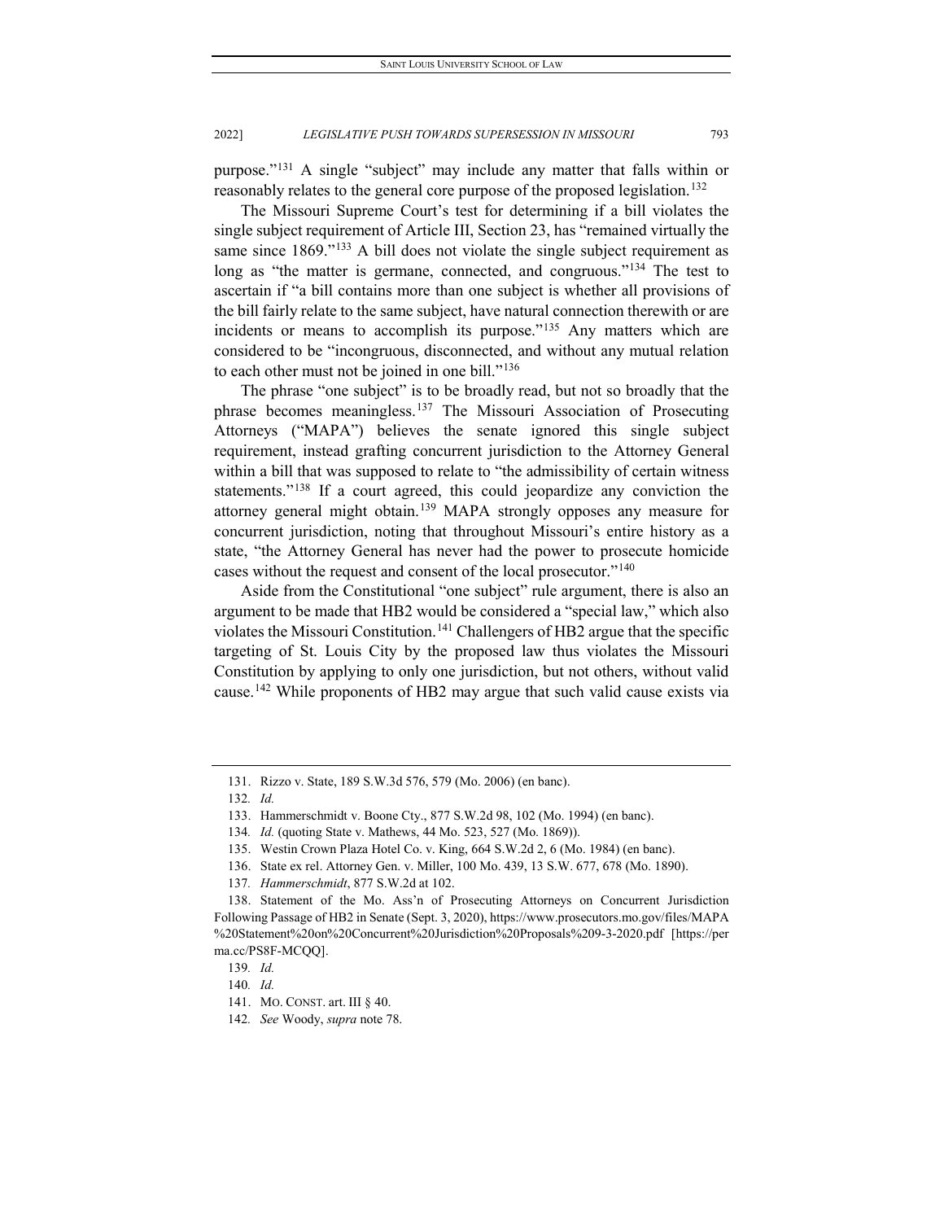purpose."[131] A single "subject" may include any matter that falls within or reasonably relates to the general core purpose of the proposed legislation.[132]

The Missouri Supreme Court's test for determining if a bill violates the single subject requirement of Article III, Section 23, has "remained virtually the same since 1869."[133] A bill does not violate the single subject requirement as long as "the matter is germane, connected, and congruous."[134] The test to ascertain if "a bill contains more than one subject is whether all provisions of the bill fairly relate to the same subject, have natural connection therewith or are incidents or means to accomplish its purpose."[135] Any matters which are considered to be "incongruous, disconnected, and without any mutual relation to each other must not be joined in one bill."[136]

The phrase "one subject" is to be broadly read, but not so broadly that the phrase becomes meaningless.[137] The Missouri Association of Prosecuting Attorneys ("MAPA") believes the senate ignored this single subject requirement, instead grafting concurrent jurisdiction to the Attorney General within a bill that was supposed to relate to "the admissibility of certain witness statements."[138] If a court agreed, this could jeopardize any conviction the attorney general might obtain.[139] MAPA strongly opposes any measure for concurrent jurisdiction, noting that throughout Missouri's entire history as a state, "the Attorney General has never had the power to prosecute homicide cases without the request and consent of the local prosecutor."[140]

Aside from the Constitutional "one subject" rule argument, there is also an argument to be made that HB2 would be considered a "special law," which also violates the Missouri Constitution.[141] Challengers of HB2 argue that the specific targeting of St. Louis City by the proposed law thus violates the Missouri Constitution by applying to only one jurisdiction, but not others, without valid cause.[142] While proponents of HB2 may argue that such valid cause exists via

---

131. Rizzo v. State, 189 S.W.3d 576, 579 (Mo. 2006) (en banc).

132. *Id.*

133. Hammerschmidt v. Boone Cty., 877 S.W.2d 98, 102 (Mo. 1994) (en banc).

134. *Id.* (quoting State v. Mathews, 44 Mo. 523, 527 (Mo. 1869)).

135. Westin Crown Plaza Hotel Co. v. King, 664 S.W.2d 2, 6 (Mo. 1984) (en banc).

136. State ex rel. Attorney Gen. v. Miller, 100 Mo. 439, 13 S.W. 677, 678 (Mo. 1890).

137. *Hammerschmidt*, 877 S.W.2d at 102.

138. Statement of the Mo. Ass'n of Prosecuting Attorneys on Concurrent Jurisdiction Following Passage of HB2 in Senate (Sept. 3, 2020), https://www.prosecutors.mo.gov/files/MAPA%20Statement%20on%20Concurrent%20Jurisdiction%20Proposals%209-3-2020.pdf [https://perma.cc/PS8F-MCQQ].

139. *Id.*

140. *Id.*

141. MO. CONST. art. III § 40.

142. *See* Woody, *supra* note 78.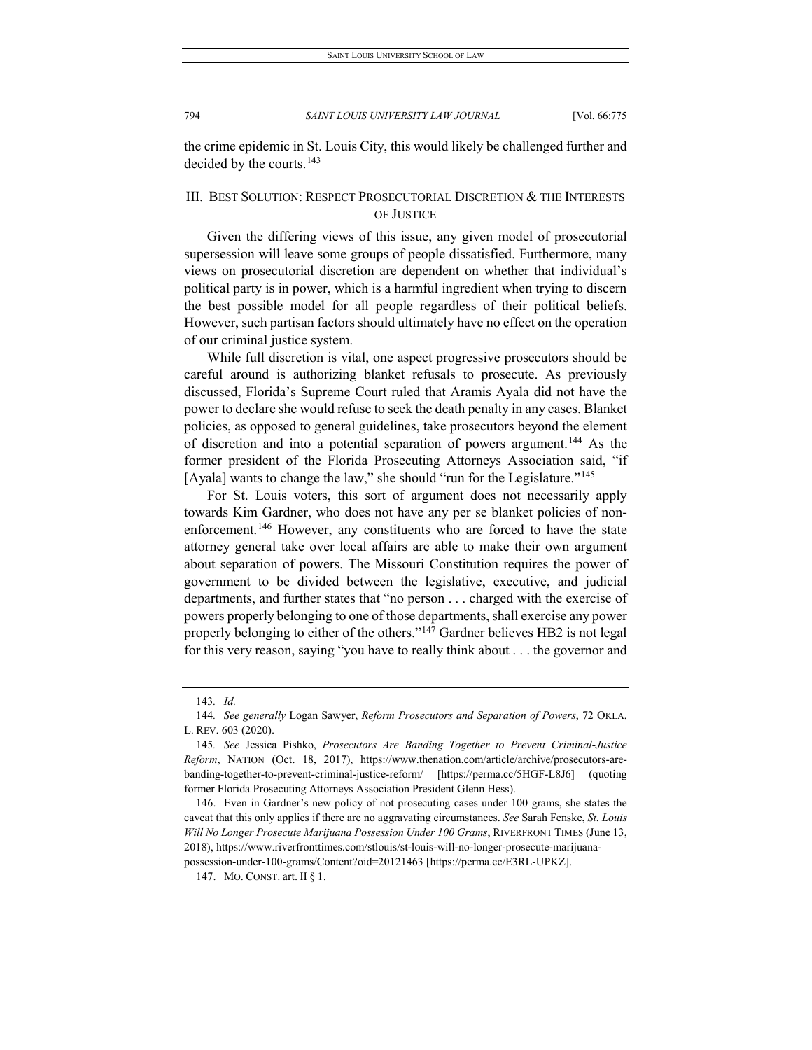the crime epidemic in St. Louis City, this would likely be challenged further and decided by the courts.[143]

## III. Best Solution: Respect Prosecutorial Discretion & the Interests of Justice

Given the differing views of this issue, any given model of prosecutorial supersession will leave some groups of people dissatisfied. Furthermore, many views on prosecutorial discretion are dependent on whether that individual's political party is in power, which is a harmful ingredient when trying to discern the best possible model for all people regardless of their political beliefs. However, such partisan factors should ultimately have no effect on the operation of our criminal justice system.

While full discretion is vital, one aspect progressive prosecutors should be careful around is authorizing blanket refusals to prosecute. As previously discussed, Florida's Supreme Court ruled that Aramis Ayala did not have the power to declare she would refuse to seek the death penalty in any cases. Blanket policies, as opposed to general guidelines, take prosecutors beyond the element of discretion and into a potential separation of powers argument.[144] As the former president of the Florida Prosecuting Attorneys Association said, "if [Ayala] wants to change the law," she should "run for the Legislature."[145]

For St. Louis voters, this sort of argument does not necessarily apply towards Kim Gardner, who does not have any per se blanket policies of non-enforcement.[146] However, any constituents who are forced to have the state attorney general take over local affairs are able to make their own argument about separation of powers. The Missouri Constitution requires the power of government to be divided between the legislative, executive, and judicial departments, and further states that "no person . . . charged with the exercise of powers properly belonging to one of those departments, shall exercise any power properly belonging to either of the others."[147] Gardner believes HB2 is not legal for this very reason, saying "you have to really think about . . . the governor and

---

143. *Id.*

144. *See generally* Logan Sawyer, *Reform Prosecutors and Separation of Powers*, 72 OKLA. L. REV. 603 (2020).

145. *See* Jessica Pishko, *Prosecutors Are Banding Together to Prevent Criminal-Justice Reform*, NATION (Oct. 18, 2017), https://www.thenation.com/article/archive/prosecutors-are-banding-together-to-prevent-criminal-justice-reform/ [https://perma.cc/5HGF-L8J6] (quoting former Florida Prosecuting Attorneys Association President Glenn Hess).

146. Even in Gardner's new policy of not prosecuting cases under 100 grams, she states the caveat that this only applies if there are no aggravating circumstances. *See* Sarah Fenske, *St. Louis Will No Longer Prosecute Marijuana Possession Under 100 Grams*, RIVERFRONT TIMES (June 13, 2018), https://www.riverfronttimes.com/stlouis/st-louis-will-no-longer-prosecute-marijuana-possession-under-100-grams/Content?oid=20121463 [https://perma.cc/E3RL-UPKZ].

147. MO. CONST. art. II § 1.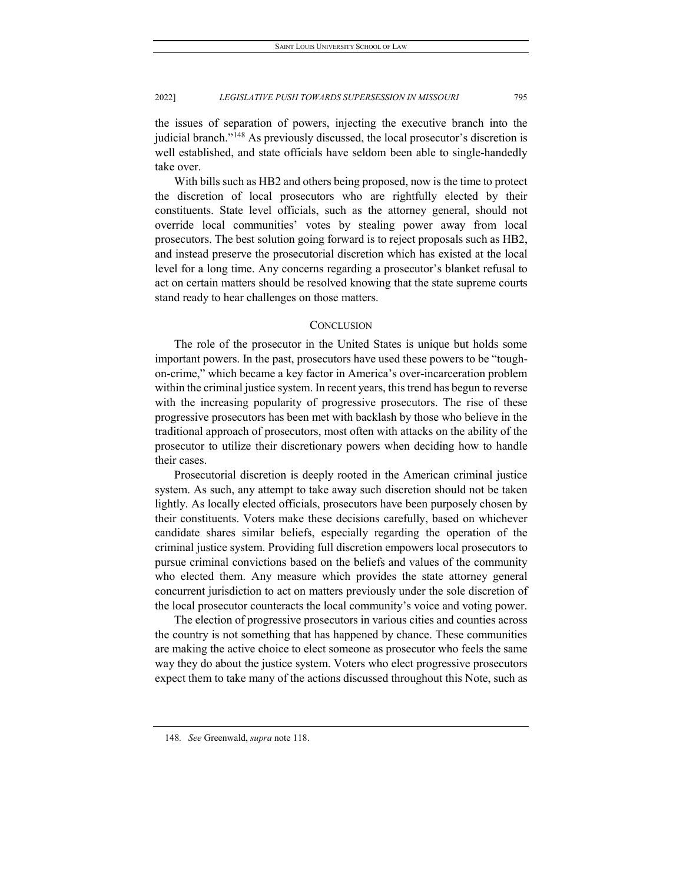the issues of separation of powers, injecting the executive branch into the judicial branch."[148] As previously discussed, the local prosecutor's discretion is well established, and state officials have seldom been able to single-handedly take over.

With bills such as HB2 and others being proposed, now is the time to protect the discretion of local prosecutors who are rightfully elected by their constituents. State level officials, such as the attorney general, should not override local communities' votes by stealing power away from local prosecutors. The best solution going forward is to reject proposals such as HB2, and instead preserve the prosecutorial discretion which has existed at the local level for a long time. Any concerns regarding a prosecutor's blanket refusal to act on certain matters should be resolved knowing that the state supreme courts stand ready to hear challenges on those matters.

## CONCLUSION

The role of the prosecutor in the United States is unique but holds some important powers. In the past, prosecutors have used these powers to be "tough-on-crime," which became a key factor in America's over-incarceration problem within the criminal justice system. In recent years, this trend has begun to reverse with the increasing popularity of progressive prosecutors. The rise of these progressive prosecutors has been met with backlash by those who believe in the traditional approach of prosecutors, most often with attacks on the ability of the prosecutor to utilize their discretionary powers when deciding how to handle their cases.

Prosecutorial discretion is deeply rooted in the American criminal justice system. As such, any attempt to take away such discretion should not be taken lightly. As locally elected officials, prosecutors have been purposely chosen by their constituents. Voters make these decisions carefully, based on whichever candidate shares similar beliefs, especially regarding the operation of the criminal justice system. Providing full discretion empowers local prosecutors to pursue criminal convictions based on the beliefs and values of the community who elected them. Any measure which provides the state attorney general concurrent jurisdiction to act on matters previously under the sole discretion of the local prosecutor counteracts the local community's voice and voting power.

The election of progressive prosecutors in various cities and counties across the country is not something that has happened by chance. These communities are making the active choice to elect someone as prosecutor who feels the same way they do about the justice system. Voters who elect progressive prosecutors expect them to take many of the actions discussed throughout this Note, such as

148. *See* Greenwald, *supra* note 118.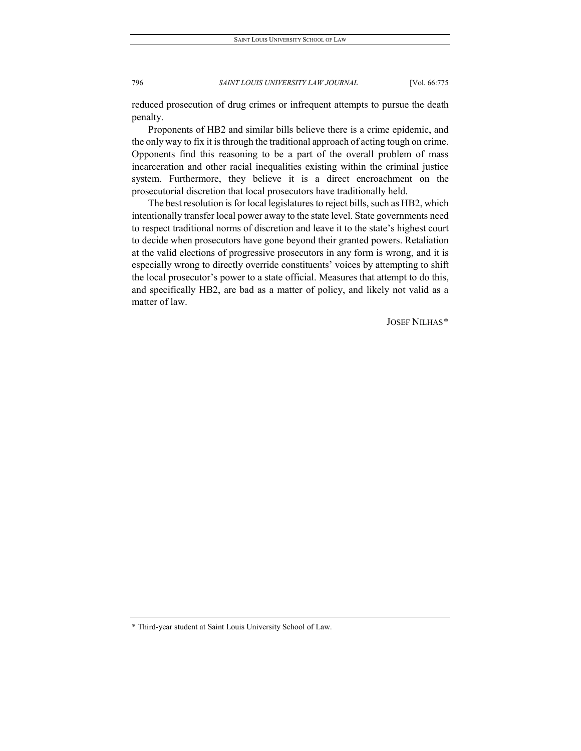reduced prosecution of drug crimes or infrequent attempts to pursue the death penalty.

Proponents of HB2 and similar bills believe there is a crime epidemic, and the only way to fix it is through the traditional approach of acting tough on crime. Opponents find this reasoning to be a part of the overall problem of mass incarceration and other racial inequalities existing within the criminal justice system. Furthermore, they believe it is a direct encroachment on the prosecutorial discretion that local prosecutors have traditionally held.

The best resolution is for local legislatures to reject bills, such as HB2, which intentionally transfer local power away to the state level. State governments need to respect traditional norms of discretion and leave it to the state's highest court to decide when prosecutors have gone beyond their granted powers. Retaliation at the valid elections of progressive prosecutors in any form is wrong, and it is especially wrong to directly override constituents' voices by attempting to shift the local prosecutor's power to a state official. Measures that attempt to do this, and specifically HB2, are bad as a matter of policy, and likely not valid as a matter of law.

JOSEF NILHAS*

* Third-year student at Saint Louis University School of Law.